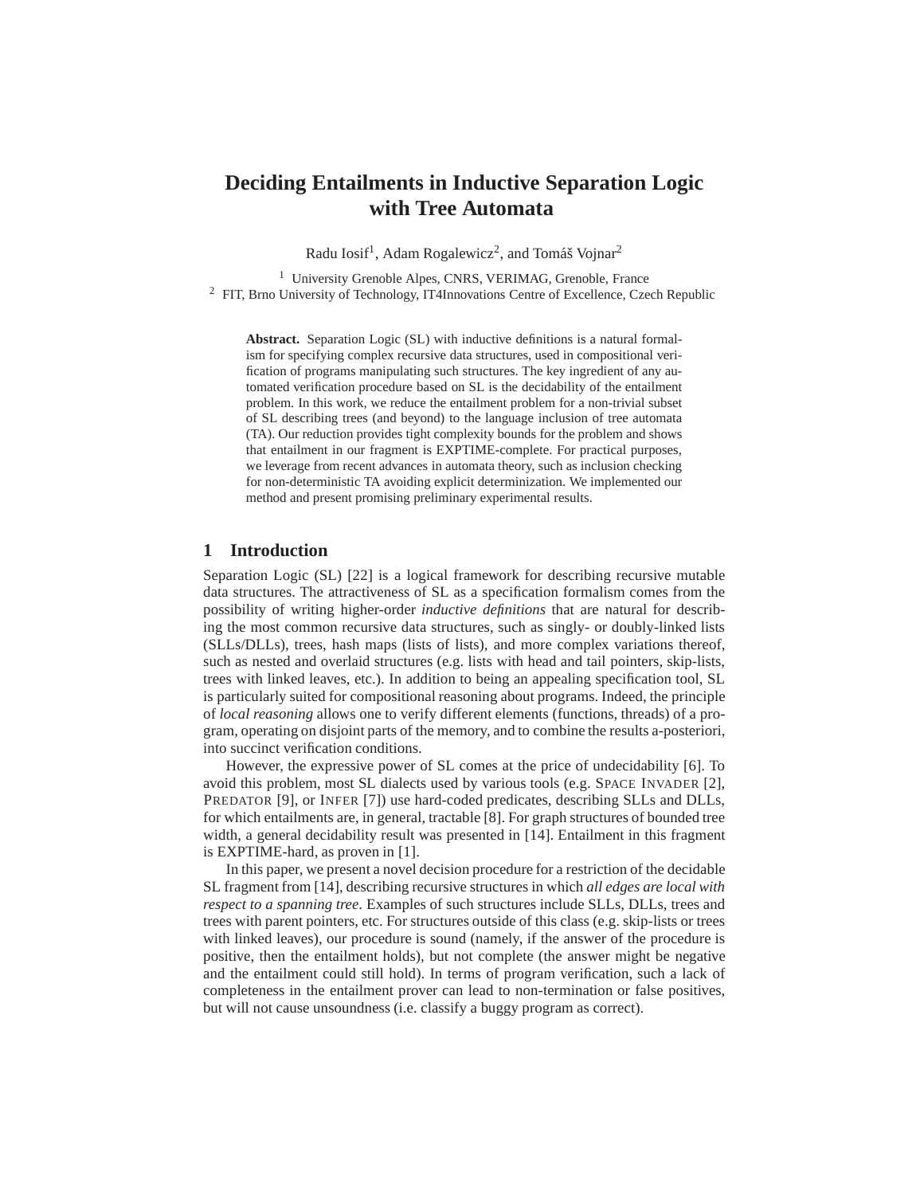# Deciding Entailments in Inductive Separation Logic with Tree Automata

Radu Iosif[1], Adam Rogalewicz[2], and Tomáš Vojnar[2]

[1] University Grenoble Alpes, CNRS, VERIMAG, Grenoble, France
[2] FIT, Brno University of Technology, IT4Innovations Centre of Excellence, Czech Republic

**Abstract.** Separation Logic (SL) with inductive definitions is a natural formalism for specifying complex recursive data structures, used in compositional verification of programs manipulating such structures. The key ingredient of any automated verification procedure based on SL is the decidability of the entailment problem. In this work, we reduce the entailment problem for a non-trivial subset of SL describing trees (and beyond) to the language inclusion of tree automata (TA). Our reduction provides tight complexity bounds for the problem and shows that entailment in our fragment is EXPTIME-complete. For practical purposes, we leverage from recent advances in automata theory, such as inclusion checking for non-deterministic TA avoiding explicit determinization. We implemented our method and present promising preliminary experimental results.

## 1 Introduction

Separation Logic (SL) [22] is a logical framework for describing recursive mutable data structures. The attractiveness of SL as a specification formalism comes from the possibility of writing higher-order *inductive definitions* that are natural for describing the most common recursive data structures, such as singly- or doubly-linked lists (SLLs/DLLs), trees, hash maps (lists of lists), and more complex variations thereof, such as nested and overlaid structures (e.g. lists with head and tail pointers, skip-lists, trees with linked leaves, etc.). In addition to being an appealing specification tool, SL is particularly suited for compositional reasoning about programs. Indeed, the principle of *local reasoning* allows one to verify different elements (functions, threads) of a program, operating on disjoint parts of the memory, and to combine the results a-posteriori, into succinct verification conditions.

However, the expressive power of SL comes at the price of undecidability [6]. To avoid this problem, most SL dialects used by various tools (e.g. SPACE INVADER [2], PREDATOR [9], or INFER [7]) use hard-coded predicates, describing SLLs and DLLs, for which entailments are, in general, tractable [8]. For graph structures of bounded tree width, a general decidability result was presented in [14]. Entailment in this fragment is EXPTIME-hard, as proven in [1].

In this paper, we present a novel decision procedure for a restriction of the decidable SL fragment from [14], describing recursive structures in which *all edges are local with respect to a spanning tree*. Examples of such structures include SLLs, DLLs, trees and trees with parent pointers, etc. For structures outside of this class (e.g. skip-lists or trees with linked leaves), our procedure is sound (namely, if the answer of the procedure is positive, then the entailment holds), but not complete (the answer might be negative and the entailment could still hold). In terms of program verification, such a lack of completeness in the entailment prover can lead to non-termination or false positives, but will not cause unsoundness (i.e. classify a buggy program as correct).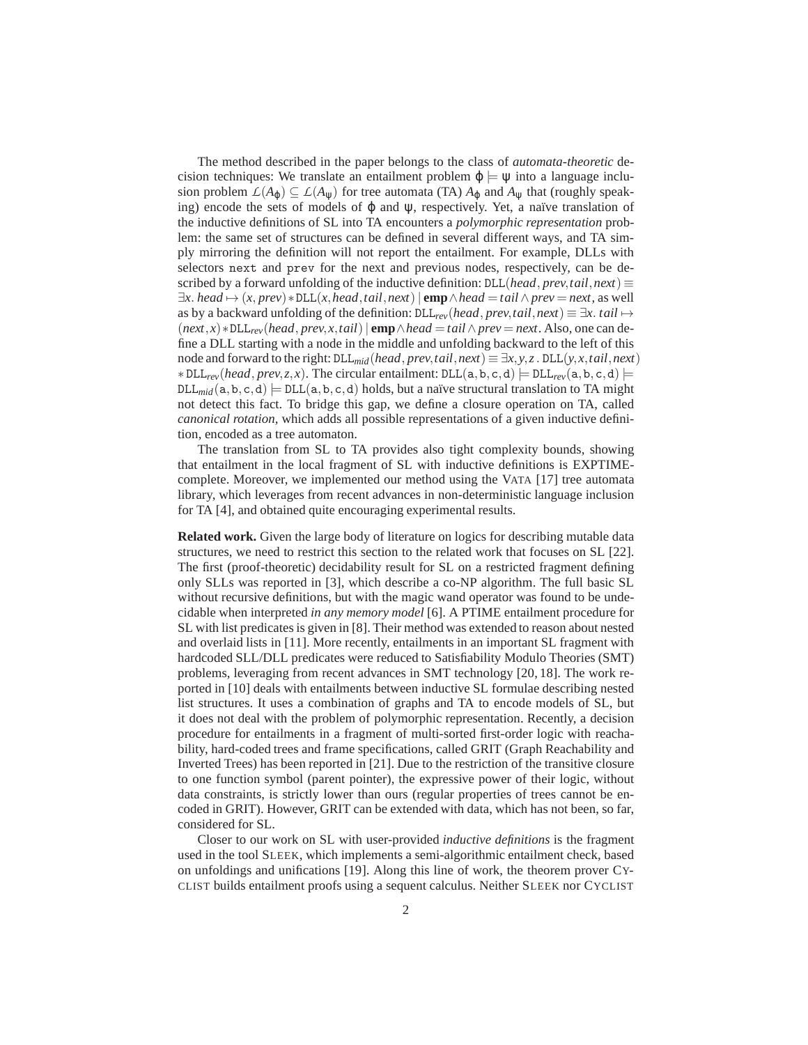The method described in the paper belongs to the class of *automata-theoretic* decision techniques: We translate an entailment problem $\varphi \models \psi$ into a language inclusion problem $\mathcal{L}(A_\varphi) \subseteq \mathcal{L}(A_\psi)$ for tree automata (TA) $A_\varphi$ and $A_\psi$ that (roughly speaking) encode the sets of models of $\varphi$ and $\psi$, respectively. Yet, a naïve translation of the inductive definitions of SL into TA encounters a *polymorphic representation* problem: the same set of structures can be defined in several different ways, and TA simply mirroring the definition will not report the entailment. For example, DLLs with selectors `next` and `prev` for the next and previous nodes, respectively, can be described by a forward unfolding of the inductive definition: $\mathtt{DLL}(head, prev, tail, next) \equiv \exists x.\ head \mapsto (x, prev) * \mathtt{DLL}(x, head, tail, next) \mid \mathbf{emp} \wedge head = tail \wedge prev = next$, as well as by a backward unfolding of the definition: $\mathtt{DLL}_{rev}(head, prev, tail, next) \equiv \exists x.\ tail \mapsto (next, x) * \mathtt{DLL}_{rev}(head, prev, x, tail) \mid \mathbf{emp} \wedge head = tail \wedge prev = next$. Also, one can define a DLL starting with a node in the middle and unfolding backward to the left of this node and forward to the right: $\mathtt{DLL}_{mid}(head, prev, tail, next) \equiv \exists x, y, z\ .\ \mathtt{DLL}(y, x, tail, next) * \mathtt{DLL}_{rev}(head, prev, z, x)$. The circular entailment: $\mathtt{DLL}(\mathtt{a}, \mathtt{b}, \mathtt{c}, \mathtt{d}) \models \mathtt{DLL}_{rev}(\mathtt{a}, \mathtt{b}, \mathtt{c}, \mathtt{d}) \models \mathtt{DLL}_{mid}(\mathtt{a}, \mathtt{b}, \mathtt{c}, \mathtt{d}) \models \mathtt{DLL}(\mathtt{a}, \mathtt{b}, \mathtt{c}, \mathtt{d})$ holds, but a naïve structural translation to TA might not detect this fact. To bridge this gap, we define a closure operation on TA, called *canonical rotation*, which adds all possible representations of a given inductive definition, encoded as a tree automaton.

The translation from SL to TA provides also tight complexity bounds, showing that entailment in the local fragment of SL with inductive definitions is EXPTIME-complete. Moreover, we implemented our method using the VATA [17] tree automata library, which leverages from recent advances in non-deterministic language inclusion for TA [4], and obtained quite encouraging experimental results.

**Related work.** Given the large body of literature on logics for describing mutable data structures, we need to restrict this section to the related work that focuses on SL [22]. The first (proof-theoretic) decidability result for SL on a restricted fragment defining only SLLs was reported in [3], which describe a co-NP algorithm. The full basic SL without recursive definitions, but with the magic wand operator was found to be undecidable when interpreted *in any memory model* [6]. A PTIME entailment procedure for SL with list predicates is given in [8]. Their method was extended to reason about nested and overlaid lists in [11]. More recently, entailments in an important SL fragment with hardcoded SLL/DLL predicates were reduced to Satisfiability Modulo Theories (SMT) problems, leveraging from recent advances in SMT technology [20, 18]. The work reported in [10] deals with entailments between inductive SL formulae describing nested list structures. It uses a combination of graphs and TA to encode models of SL, but it does not deal with the problem of polymorphic representation. Recently, a decision procedure for entailments in a fragment of multi-sorted first-order logic with reachability, hard-coded trees and frame specifications, called GRIT (Graph Reachability and Inverted Trees) has been reported in [21]. Due to the restriction of the transitive closure to one function symbol (parent pointer), the expressive power of their logic, without data constraints, is strictly lower than ours (regular properties of trees cannot be encoded in GRIT). However, GRIT can be extended with data, which has not been, so far, considered for SL.

Closer to our work on SL with user-provided *inductive definitions* is the fragment used in the tool SLEEK, which implements a semi-algorithmic entailment check, based on unfoldings and unifications [19]. Along this line of work, the theorem prover CYCLIST builds entailment proofs using a sequent calculus. Neither SLEEK nor CYCLIST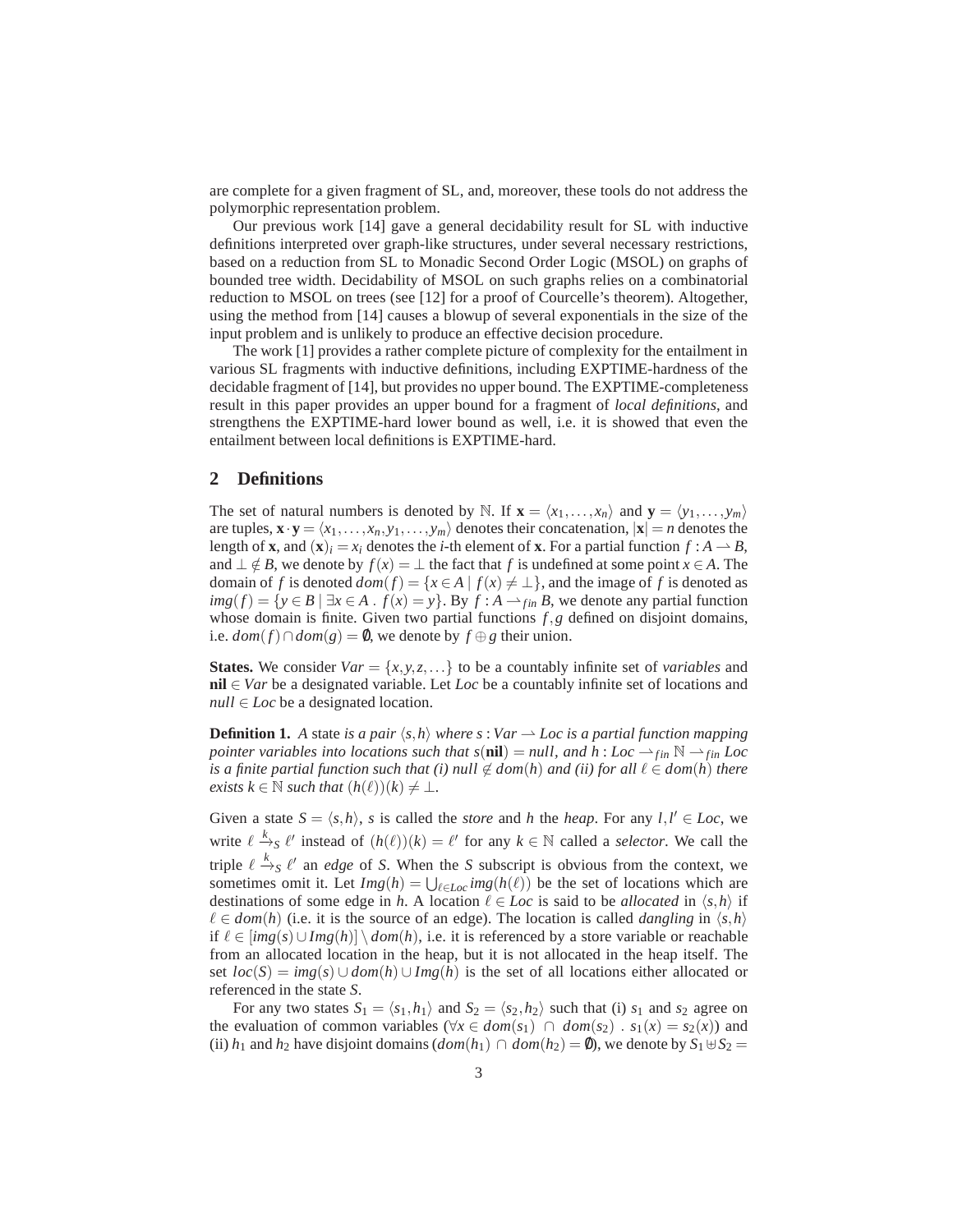are complete for a given fragment of SL, and, moreover, these tools do not address the polymorphic representation problem.

Our previous work [14] gave a general decidability result for SL with inductive definitions interpreted over graph-like structures, under several necessary restrictions, based on a reduction from SL to Monadic Second Order Logic (MSOL) on graphs of bounded tree width. Decidability of MSOL on such graphs relies on a combinatorial reduction to MSOL on trees (see [12] for a proof of Courcelle's theorem). Altogether, using the method from [14] causes a blowup of several exponentials in the size of the input problem and is unlikely to produce an effective decision procedure.

The work [1] provides a rather complete picture of complexity for the entailment in various SL fragments with inductive definitions, including EXPTIME-hardness of the decidable fragment of [14], but provides no upper bound. The EXPTIME-completeness result in this paper provides an upper bound for a fragment of *local definitions*, and strengthens the EXPTIME-hard lower bound as well, i.e. it is showed that even the entailment between local definitions is EXPTIME-hard.

## 2 Definitions

The set of natural numbers is denoted by $\mathbb{N}$. If $\mathbf{x} = \langle x_1, \ldots, x_n \rangle$ and $\mathbf{y} = \langle y_1, \ldots, y_m \rangle$ are tuples, $\mathbf{x} \cdot \mathbf{y} = \langle x_1, \ldots, x_n, y_1, \ldots, y_m \rangle$ denotes their concatenation, $|\mathbf{x}| = n$ denotes the length of $\mathbf{x}$, and $(\mathbf{x})_i = x_i$ denotes the $i$-th element of $\mathbf{x}$. For a partial function $f : A \rightharpoonup B$, and $\bot \notin B$, we denote by $f(x) = \bot$ the fact that $f$ is undefined at some point $x \in A$. The domain of $f$ is denoted $dom(f) = \{x \in A \mid f(x) \neq \bot\}$, and the image of $f$ is denoted as $img(f) = \{y \in B \mid \exists x \in A \, . \, f(x) = y\}$. By $f : A \rightharpoonup_{fin} B$, we denote any partial function whose domain is finite. Given two partial functions $f, g$ defined on disjoint domains, i.e. $dom(f) \cap dom(g) = \emptyset$, we denote by $f \oplus g$ their union.

**States.** We consider $Var = \{x, y, z, \ldots\}$ to be a countably infinite set of *variables* and $\mathbf{nil} \in Var$ be a designated variable. Let $Loc$ be a countably infinite set of locations and $null \in Loc$ be a designated location.

**Definition 1.** *A* state *is a pair $\langle s, h \rangle$ where $s : Var \rightharpoonup Loc$ is a partial function mapping pointer variables into locations such that $s(\mathbf{nil}) = null$, and $h : Loc \rightharpoonup_{fin} \mathbb{N} \rightharpoonup_{fin} Loc$ is a finite partial function such that (i) $null \notin dom(h)$ and (ii) for all $\ell \in dom(h)$ there exists $k \in \mathbb{N}$ such that $(h(\ell))(k) \neq \bot$.*

Given a state $S = \langle s, h \rangle$, $s$ is called the *store* and $h$ the *heap*. For any $l, l' \in Loc$, we write $\ell \xrightarrow{k}_S \ell'$ instead of $(h(\ell))(k) = \ell'$ for any $k \in \mathbb{N}$ called a *selector*. We call the triple $\ell \xrightarrow{k}_S \ell'$ an *edge* of $S$. When the $S$ subscript is obvious from the context, we sometimes omit it. Let $Img(h) = \bigcup_{\ell \in Loc} img(h(\ell))$ be the set of locations which are destinations of some edge in $h$. A location $\ell \in Loc$ is said to be *allocated* in $\langle s, h \rangle$ if $\ell \in dom(h)$ (i.e. it is the source of an edge). The location is called *dangling* in $\langle s, h \rangle$ if $\ell \in [img(s) \cup Img(h)] \setminus dom(h)$, i.e. it is referenced by a store variable or reachable from an allocated location in the heap, but it is not allocated in the heap itself. The set $loc(S) = img(s) \cup dom(h) \cup Img(h)$ is the set of all locations either allocated or referenced in the state $S$.

For any two states $S_1 = \langle s_1, h_1 \rangle$ and $S_2 = \langle s_2, h_2 \rangle$ such that (i) $s_1$ and $s_2$ agree on the evaluation of common variables ($\forall x \in dom(s_1) \cap dom(s_2) \, . \, s_1(x) = s_2(x)$) and (ii) $h_1$ and $h_2$ have disjoint domains ($dom(h_1) \cap dom(h_2) = \emptyset$), we denote by $S_1 \uplus S_2 =$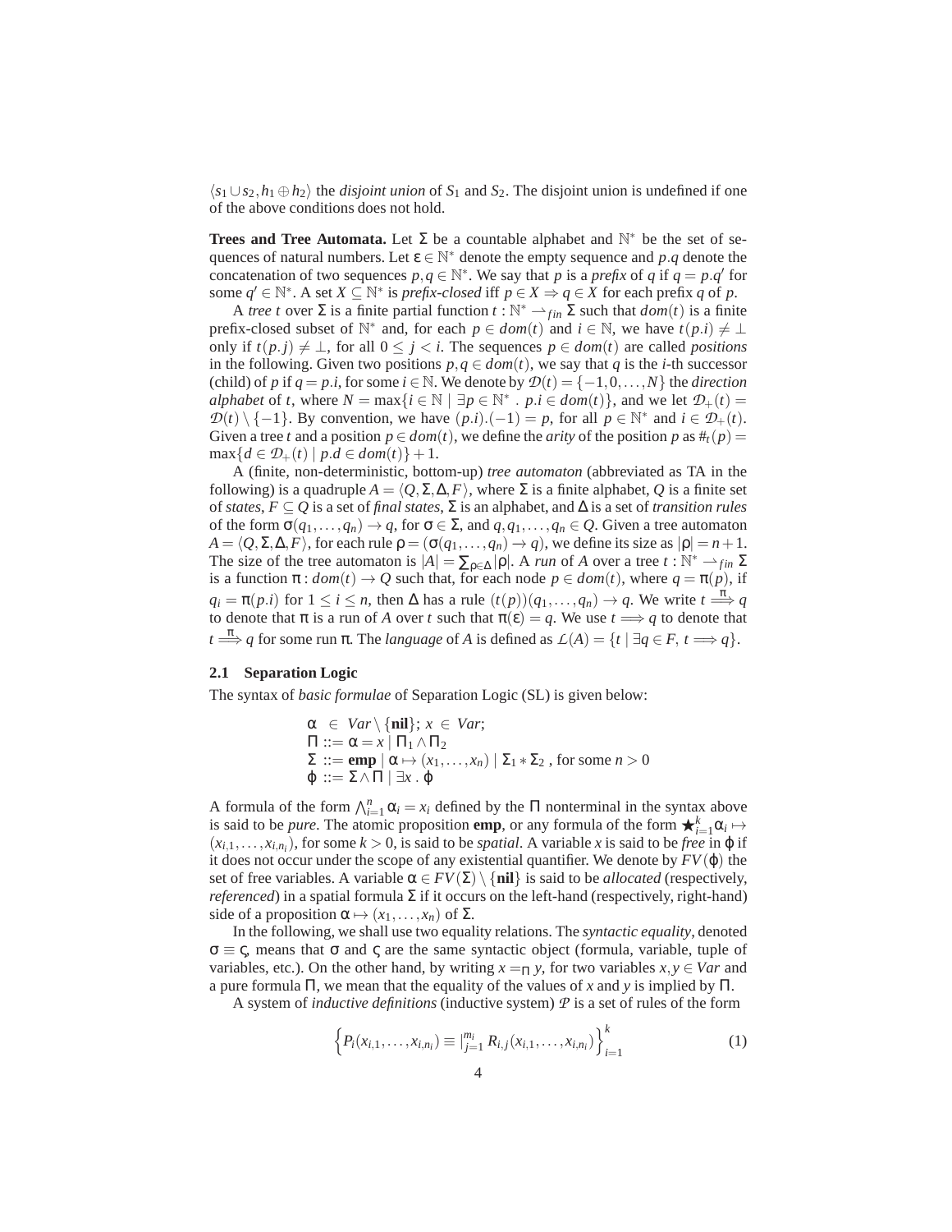$\langle s_1 \cup s_2, h_1 \oplus h_2 \rangle$ the *disjoint union* of $S_1$ and $S_2$. The disjoint union is undefined if one of the above conditions does not hold.

**Trees and Tree Automata.** Let $\Sigma$ be a countable alphabet and $\mathbb{N}^*$ be the set of sequences of natural numbers. Let $\varepsilon \in \mathbb{N}^*$ denote the empty sequence and $p.q$ denote the concatenation of two sequences $p, q \in \mathbb{N}^*$. We say that $p$ is a *prefix* of $q$ if $q = p.q'$ for some $q' \in \mathbb{N}^*$. A set $X \subseteq \mathbb{N}^*$ is *prefix-closed* iff $p \in X \Rightarrow q \in X$ for each prefix $q$ of $p$.

A *tree* $t$ over $\Sigma$ is a finite partial function $t : \mathbb{N}^* \rightharpoonup_{fin} \Sigma$ such that $dom(t)$ is a finite prefix-closed subset of $\mathbb{N}^*$ and, for each $p \in dom(t)$ and $i \in \mathbb{N}$, we have $t(p.i) \neq \bot$ only if $t(p.j) \neq \bot$, for all $0 \leq j < i$. The sequences $p \in dom(t)$ are called *positions* in the following. Given two positions $p, q \in dom(t)$, we say that $q$ is the $i$-th successor (child) of $p$ if $q = p.i$, for some $i \in \mathbb{N}$. We denote by $\mathcal{D}(t) = \{-1, 0, \ldots, N\}$ the *direction alphabet* of $t$, where $N = \max\{i \in \mathbb{N} \mid \exists p \in \mathbb{N}^* \,.\, p.i \in dom(t)\}$, and we let $\mathcal{D}_+(t) = \mathcal{D}(t) \setminus \{-1\}$. By convention, we have $(p.i).(-1) = p$, for all $p \in \mathbb{N}^*$ and $i \in \mathcal{D}_+(t)$. Given a tree $t$ and a position $p \in dom(t)$, we define the *arity* of the position $p$ as $\#_t(p) = \max\{d \in \mathcal{D}_+(t) \mid p.d \in dom(t)\} + 1$.

A (finite, non-deterministic, bottom-up) *tree automaton* (abbreviated as TA in the following) is a quadruple $A = \langle Q, \Sigma, \Delta, F \rangle$, where $\Sigma$ is a finite alphabet, $Q$ is a finite set of *states*, $F \subseteq Q$ is a set of *final states*, $\Sigma$ is an alphabet, and $\Delta$ is a set of *transition rules* of the form $\sigma(q_1, \ldots, q_n) \rightarrow q$, for $\sigma \in \Sigma$, and $q, q_1, \ldots, q_n \in Q$. Given a tree automaton $A = \langle Q, \Sigma, \Delta, F \rangle$, for each rule $\rho = (\sigma(q_1, \ldots, q_n) \rightarrow q)$, we define its size as $|\rho| = n + 1$. The size of the tree automaton is $|A| = \sum_{\rho \in \Delta} |\rho|$. A *run* of $A$ over a tree $t : \mathbb{N}^* \rightharpoonup_{fin} \Sigma$ is a function $\pi : dom(t) \rightarrow Q$ such that, for each node $p \in dom(t)$, where $q = \pi(p)$, if $q_i = \pi(p.i)$ for $1 \leq i \leq n$, then $\Delta$ has a rule $(t(p))(q_1, \ldots, q_n) \rightarrow q$. We write $t \stackrel{\pi}{\Longrightarrow} q$ to denote that $\pi$ is a run of $A$ over $t$ such that $\pi(\varepsilon) = q$. We use $t \Longrightarrow q$ to denote that $t \stackrel{\pi}{\Longrightarrow} q$ for some run $\pi$. The *language* of $A$ is defined as $\mathcal{L}(A) = \{t \mid \exists q \in F,\, t \Longrightarrow q\}$.

### 2.1 Separation Logic

The syntax of *basic formulae* of Separation Logic (SL) is given below:

$$
\begin{aligned}
&\alpha \;\in\; Var \setminus \{\mathbf{nil}\};\; x \;\in\; Var; \\
&\Pi \;::=\; \alpha = x \mid \Pi_1 \wedge \Pi_2 \\
&\Sigma \;::=\; \mathbf{emp} \mid \alpha \mapsto (x_1, \ldots, x_n) \mid \Sigma_1 * \Sigma_2 \text{ , for some } n > 0 \\
&\varphi \;::=\; \Sigma \wedge \Pi \mid \exists x \,.\, \varphi
\end{aligned}
$$

A formula of the form $\bigwedge_{i=1}^{n} \alpha_i = x_i$ defined by the $\Pi$ nonterminal in the syntax above is said to be *pure*. The atomic proposition **emp**, or any formula of the form $\bigstar_{i=1}^{k} \alpha_i \mapsto (x_{i,1}, \ldots, x_{i,n_i})$, for some $k > 0$, is said to be *spatial*. A variable $x$ is said to be *free* in $\varphi$ if it does not occur under the scope of any existential quantifier. We denote by $FV(\varphi)$ the set of free variables. A variable $\alpha \in FV(\Sigma) \setminus \{\mathbf{nil}\}$ is said to be *allocated* (respectively, *referenced*) in a spatial formula $\Sigma$ if it occurs on the left-hand (respectively, right-hand) side of a proposition $\alpha \mapsto (x_1, \ldots, x_n)$ of $\Sigma$.

In the following, we shall use two equality relations. The *syntactic equality*, denoted $\sigma \equiv \varsigma$, means that $\sigma$ and $\varsigma$ are the same syntactic object (formula, variable, tuple of variables, etc.). On the other hand, by writing $x =_{\Pi} y$, for two variables $x, y \in Var$ and a pure formula $\Pi$, we mean that the equality of the values of $x$ and $y$ is implied by $\Pi$.

A system of *inductive definitions* (inductive system) $\mathcal{P}$ is a set of rules of the form

$$
\left\{ P_i(x_{i,1}, \ldots, x_{i,n_i}) \equiv \big|_{j=1}^{m_i} R_{i,j}(x_{i,1}, \ldots, x_{i,n_i}) \right\}_{i=1}^{k} \tag{1}
$$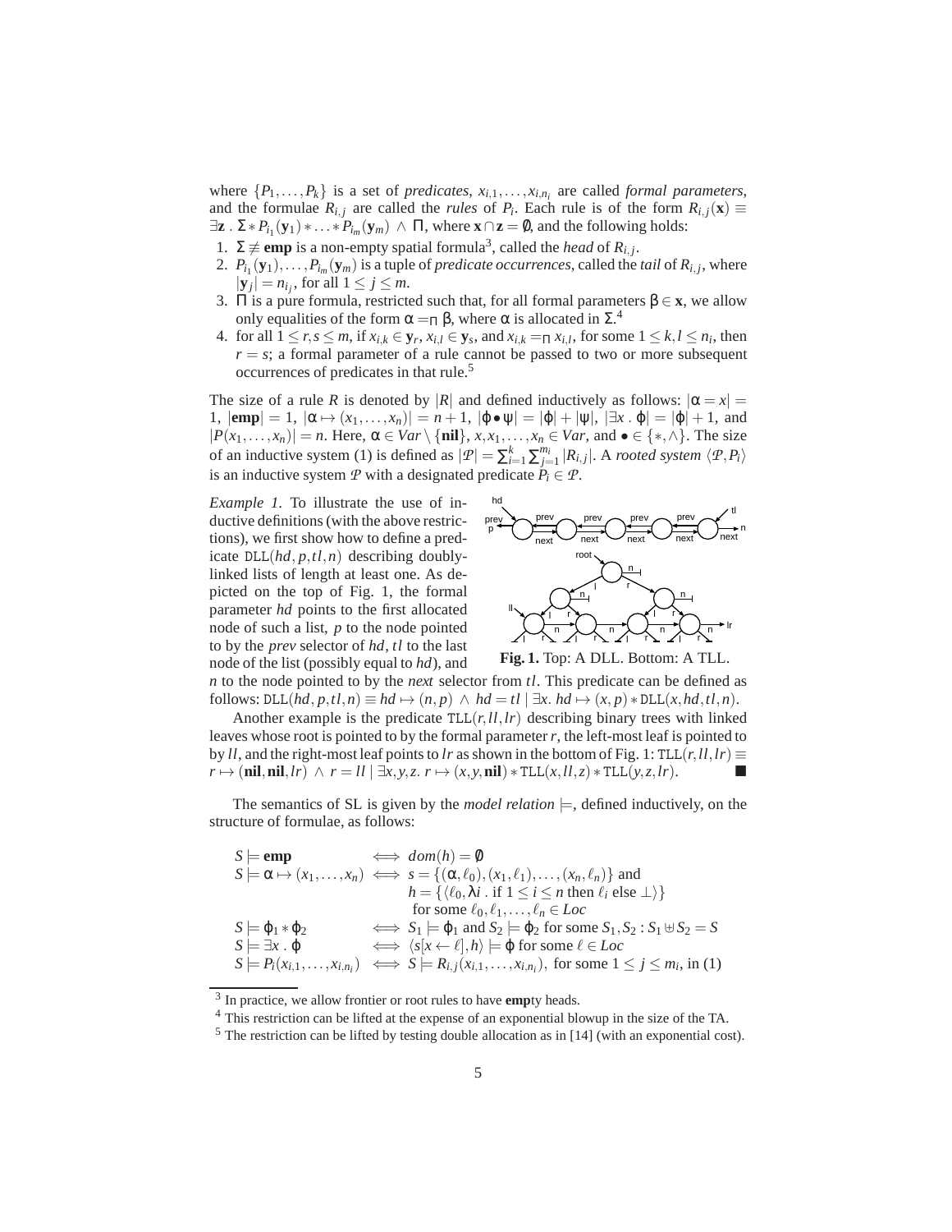where $\{P_1, \ldots, P_k\}$ is a set of *predicates*, $x_{i,1}, \ldots, x_{i,n_i}$ are called *formal parameters*, and the formulae $R_{i,j}$ are called the *rules* of $P_i$. Each rule is of the form $R_{i,j}(\mathbf{x}) \equiv \exists \mathbf{z} \,.\, \Sigma * P_{i_1}(\mathbf{y}_1) * \ldots * P_{i_m}(\mathbf{y}_m) \,\wedge\, \Pi$, where $\mathbf{x} \cap \mathbf{z} = \emptyset$, and the following holds:

1. $\Sigma \not\equiv \mathbf{emp}$ is a non-empty spatial formula[3], called the *head* of $R_{i,j}$.
2. $P_{i_1}(\mathbf{y}_1), \ldots, P_{i_m}(\mathbf{y}_m)$ is a tuple of *predicate occurrences*, called the *tail* of $R_{i,j}$, where $|\mathbf{y}_j| = n_{i_j}$, for all $1 \le j \le m$.
3. $\Pi$ is a pure formula, restricted such that, for all formal parameters $\beta \in \mathbf{x}$, we allow only equalities of the form $\alpha =_\Pi \beta$, where $\alpha$ is allocated in $\Sigma$.[4]
4. for all $1 \le r, s \le m$, if $x_{i,k} \in \mathbf{y}_r$, $x_{i,l} \in \mathbf{y}_s$, and $x_{i,k} =_\Pi x_{i,l}$, for some $1 \le k, l \le n_i$, then $r = s$; a formal parameter of a rule cannot be passed to two or more subsequent occurrences of predicates in that rule.[5]

The size of a rule $R$ is denoted by $|R|$ and defined inductively as follows: $|\alpha = x| = 1$, $|\mathbf{emp}| = 1$, $|\alpha \mapsto (x_1, \ldots, x_n)| = n + 1$, $|\varphi \bullet \psi| = |\varphi| + |\psi|$, $|\exists x \,.\, \varphi| = |\varphi| + 1$, and $|P(x_1, \ldots, x_n)| = n$. Here, $\alpha \in Var \setminus \{\mathbf{nil}\}$, $x, x_1, \ldots, x_n \in Var$, and $\bullet \in \{*, \wedge\}$. The size of an inductive system (1) is defined as $|\mathcal{P}| = \sum_{i=1}^{k} \sum_{j=1}^{m_i} |R_{i,j}|$. A *rooted system* $\langle \mathcal{P}, P_i \rangle$ is an inductive system $\mathcal{P}$ with a designated predicate $P_i \in \mathcal{P}$.

*Example 1.* To illustrate the use of inductive definitions (with the above restrictions), we first show how to define a predicate $\mathtt{DLL}(hd, p, tl, n)$ describing doubly-linked lists of length at least one. As depicted on the top of Fig. 1, the formal parameter $hd$ points to the first allocated node of such a list, $p$ to the node pointed to by the *prev* selector of $hd$, $tl$ to the last node of the list (possibly equal to $hd$), and $n$ to the node pointed to by the *next* selector from $tl$. This predicate can be defined as follows: $\mathtt{DLL}(hd, p, tl, n) \equiv hd \mapsto (n, p) \,\wedge\, hd = tl \mid \exists x.\, hd \mapsto (x, p) * \mathtt{DLL}(x, hd, tl, n)$.

**Fig. 1.** Top: A DLL. Bottom: A TLL.

Another example is the predicate $\mathtt{TLL}(r, ll, lr)$ describing binary trees with linked leaves whose root is pointed to by the formal parameter $r$, the left-most leaf is pointed to by $ll$, and the right-most leaf points to $lr$ as shown in the bottom of Fig. 1: $\mathtt{TLL}(r, ll, lr) \equiv r \mapsto (\mathbf{nil}, \mathbf{nil}, lr) \,\wedge\, r = ll \mid \exists x, y, z.\, r \mapsto (x, y, \mathbf{nil}) * \mathtt{TLL}(x, ll, z) * \mathtt{TLL}(y, z, lr)$. ■

The semantics of SL is given by the *model relation* $\models$, defined inductively, on the structure of formulae, as follows:

$$
\begin{array}{lcl}
S \models \mathbf{emp} & \iff & dom(h) = \emptyset \\
S \models \alpha \mapsto (x_1, \ldots, x_n) & \iff & s = \{(\alpha, \ell_0), (x_1, \ell_1), \ldots, (x_n, \ell_n)\} \text{ and} \\
 & & h = \{\langle \ell_0, \lambda i \,.\, \text{if } 1 \le i \le n \text{ then } \ell_i \text{ else } \bot \rangle\} \\
 & & \text{for some } \ell_0, \ell_1, \ldots, \ell_n \in Loc \\
S \models \varphi_1 * \varphi_2 & \iff & S_1 \models \varphi_1 \text{ and } S_2 \models \varphi_2 \text{ for some } S_1, S_2 : S_1 \uplus S_2 = S \\
S \models \exists x \,.\, \varphi & \iff & \langle s[x \leftarrow \ell], h \rangle \models \varphi \text{ for some } \ell \in Loc \\
S \models P_i(x_{i,1}, \ldots, x_{i,n_i}) & \iff & S \models R_{i,j}(x_{i,1}, \ldots, x_{i,n_i}), \text{ for some } 1 \le j \le m_i, \text{ in (1)}
\end{array}
$$

[3] In practice, we allow frontier or root rules to have **emp**ty heads.

[4] This restriction can be lifted at the expense of an exponential blowup in the size of the TA.

[5] The restriction can be lifted by testing double allocation as in [14] (with an exponential cost).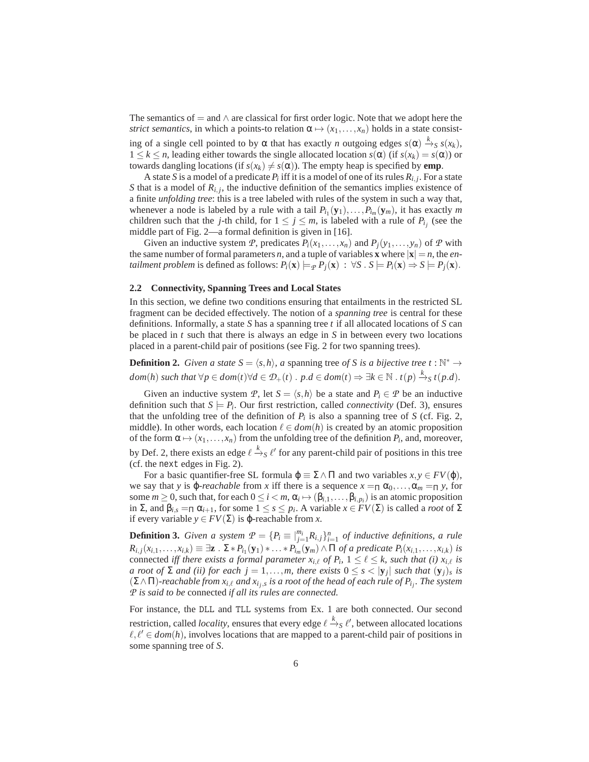The semantics of $=$ and $\wedge$ are classical for first order logic. Note that we adopt here the *strict semantics*, in which a points-to relation $\alpha \mapsto (x_1,\ldots,x_n)$ holds in a state consisting of a single cell pointed to by $\alpha$ that has exactly $n$ outgoing edges $s(\alpha) \xrightarrow{k}_S s(x_k)$, $1 \leq k \leq n$, leading either towards the single allocated location $s(\alpha)$ (if $s(x_k) = s(\alpha)$) or towards dangling locations (if $s(x_k) \neq s(\alpha)$). The empty heap is specified by **emp**.

A state $S$ is a model of a predicate $P_i$ iff it is a model of one of its rules $R_{i,j}$. For a state $S$ that is a model of $R_{i,j}$, the inductive definition of the semantics implies existence of a finite *unfolding tree*: this is a tree labeled with rules of the system in such a way that, whenever a node is labeled by a rule with a tail $P_{i_1}(\mathbf{y}_1),\ldots,P_{i_m}(\mathbf{y}_m)$, it has exactly $m$ children such that the $j$-th child, for $1 \leq j \leq m$, is labeled with a rule of $P_{i_j}$ (see the middle part of Fig. 2—a formal definition is given in [16].

Given an inductive system $\mathcal{P}$, predicates $P_i(x_1,\ldots,x_n)$ and $P_j(y_1,\ldots,y_n)$ of $\mathcal{P}$ with the same number of formal parameters $n$, and a tuple of variables $\mathbf{x}$ where $|\mathbf{x}| = n$, the *entailment problem* is defined as follows: $P_i(\mathbf{x}) \models_{\mathcal{P}} P_j(\mathbf{x}) \ : \ \forall S \,.\, S \models P_i(\mathbf{x}) \Rightarrow S \models P_j(\mathbf{x})$.

### 2.2 Connectivity, Spanning Trees and Local States

In this section, we define two conditions ensuring that entailments in the restricted SL fragment can be decided effectively. The notion of a *spanning tree* is central for these definitions. Informally, a state $S$ has a spanning tree $t$ if all allocated locations of $S$ can be placed in $t$ such that there is always an edge in $S$ in between every two locations placed in a parent-child pair of positions (see Fig. 2 for two spanning trees).

**Definition 2.** *Given a state $S = \langle s,h\rangle$, a* spanning tree *of $S$ is a bijective tree $t : \mathbb{N}^* \to dom(h)$ such that $\forall p \in dom(t) \forall d \in \mathcal{D}_+(t) \,.\, p.d \in dom(t) \Rightarrow \exists k \in \mathbb{N} \,.\, t(p) \xrightarrow{k}_S t(p.d)$.*

Given an inductive system $\mathcal{P}$, let $S = \langle s,h\rangle$ be a state and $P_i \in \mathcal{P}$ be an inductive definition such that $S \models P_i$. Our first restriction, called *connectivity* (Def. 3), ensures that the unfolding tree of the definition of $P_i$ is also a spanning tree of $S$ (cf. Fig. 2, middle). In other words, each location $\ell \in dom(h)$ is created by an atomic proposition of the form $\alpha \mapsto (x_1,\ldots,x_n)$ from the unfolding tree of the definition $P_i$, and, moreover, by Def. 2, there exists an edge $\ell \xrightarrow{k}_S \ell'$ for any parent-child pair of positions in this tree (cf. the `next` edges in Fig. 2).

For a basic quantifier-free SL formula $\varphi \equiv \Sigma \wedge \Pi$ and two variables $x,y \in FV(\varphi)$, we say that $y$ is $\varphi$*-reachable* from $x$ iff there is a sequence $x =_\Pi \alpha_0,\ldots,\alpha_m =_\Pi y$, for some $m \geq 0$, such that, for each $0 \leq i < m$, $\alpha_i \mapsto (\beta_{i,1},\ldots,\beta_{i,p_i})$ is an atomic proposition in $\Sigma$, and $\beta_{i,s} =_\Pi \alpha_{i+1}$, for some $1 \leq s \leq p_i$. A variable $x \in FV(\Sigma)$ is called a *root* of $\Sigma$ if every variable $y \in FV(\Sigma)$ is $\varphi$-reachable from $x$.

**Definition 3.** *Given a system $\mathcal{P} = \{P_i \equiv |_{j=1}^{m_i} R_{i,j}\}_{i=1}^{n}$ of inductive definitions, a rule $R_{i,j}(x_{i,1},\ldots,x_{i,k}) \equiv \exists \mathbf{z} \,.\, \Sigma * P_{i_1}(\mathbf{y}_1) * \ldots * P_{i_m}(\mathbf{y}_m) \wedge \Pi$ of a predicate $P_i(x_{i,1},\ldots,x_{i,k})$ is* connected *iff there exists a formal parameter $x_{i,\ell}$ of $P_i$, $1 \leq \ell \leq k$, such that (i) $x_{i,\ell}$ is a root of $\Sigma$ and (ii) for each $j = 1,\ldots,m$, there exists $0 \leq s < |\mathbf{y}_j|$ such that $(\mathbf{y}_j)_s$ is $(\Sigma \wedge \Pi)$-reachable from $x_{i,\ell}$ and $x_{i_j,s}$ is a root of the head of each rule of $P_{i_j}$. The system $\mathcal{P}$ is said to be* connected *if all its rules are connected.*

For instance, the `DLL` and `TLL` systems from Ex. 1 are both connected. Our second restriction, called *locality*, ensures that every edge $\ell \xrightarrow{k}_S \ell'$, between allocated locations $\ell,\ell' \in dom(h)$, involves locations that are mapped to a parent-child pair of positions in some spanning tree of $S$.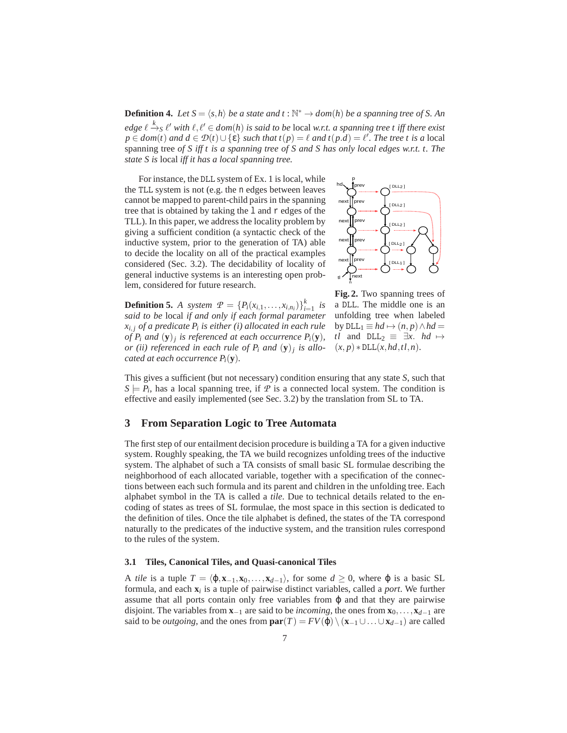**Definition 4.** *Let $S = \langle s, h \rangle$ be a state and $t : \mathbb{N}^* \to dom(h)$ be a spanning tree of $S$. An edge $\ell \xrightarrow{k}_S \ell'$ with $\ell, \ell' \in dom(h)$ is said to be* local *w.r.t. a spanning tree $t$ iff there exist $p \in dom(t)$ and $d \in \mathcal{D}(t) \cup \{\varepsilon\}$ such that $t(p) = \ell$ and $t(p.d) = \ell'$. The tree $t$ is a* local spanning tree *of $S$ iff $t$ is a spanning tree of $S$ and $S$ has only local edges w.r.t. $t$. The state $S$ is* local *iff it has a local spanning tree.*

For instance, the DLL system of Ex. 1 is local, while the TLL system is not (e.g. the n edges between leaves cannot be mapped to parent-child pairs in the spanning tree that is obtained by taking the l and r edges of the TLL). In this paper, we address the locality problem by giving a sufficient condition (a syntactic check of the inductive system, prior to the generation of TA) able to decide the locality on all of the practical examples considered (Sec. 3.2). The decidability of locality of general inductive systems is an interesting open problem, considered for future research.

**Fig. 2.** Two spanning trees of a DLL. The middle one is an unfolding tree when labeled by $\mathtt{DLL}_1 \equiv hd \mapsto (n, p) \wedge hd = tl$ and $\mathtt{DLL}_2 \equiv \exists x.\ hd \mapsto (x, p) * \mathtt{DLL}(x, hd, tl, n)$.

**Definition 5.** *A system $\mathcal{P} = \{P_i(x_{i,1}, \ldots, x_{i,n_i})\}_{i=1}^{k}$ is said to be* local *if and only if each formal parameter $x_{i,j}$ of a predicate $P_i$ is either (i) allocated in each rule of $P_i$ and $(\mathbf{y})_j$ is referenced at each occurrence $P_i(\mathbf{y})$, or (ii) referenced in each rule of $P_i$ and $(\mathbf{y})_j$ is allocated at each occurrence $P_i(\mathbf{y})$.*

This gives a sufficient (but not necessary) condition ensuring that any state $S$, such that $S \models P_i$, has a local spanning tree, if $\mathcal{P}$ is a connected local system. The condition is effective and easily implemented (see Sec. 3.2) by the translation from SL to TA.

## 3 From Separation Logic to Tree Automata

The first step of our entailment decision procedure is building a TA for a given inductive system. Roughly speaking, the TA we build recognizes unfolding trees of the inductive system. The alphabet of such a TA consists of small basic SL formulae describing the neighborhood of each allocated variable, together with a specification of the connections between each such formula and its parent and children in the unfolding tree. Each alphabet symbol in the TA is called a *tile*. Due to technical details related to the encoding of states as trees of SL formulae, the most space in this section is dedicated to the definition of tiles. Once the tile alphabet is defined, the states of the TA correspond naturally to the predicates of the inductive system, and the transition rules correspond to the rules of the system.

### 3.1 Tiles, Canonical Tiles, and Quasi-canonical Tiles

A *tile* is a tuple $T = \langle \varphi, \mathbf{x}_{-1}, \mathbf{x}_0, \ldots, \mathbf{x}_{d-1} \rangle$, for some $d \geq 0$, where $\varphi$ is a basic SL formula, and each $\mathbf{x}_i$ is a tuple of pairwise distinct variables, called a *port*. We further assume that all ports contain only free variables from $\varphi$ and that they are pairwise disjoint. The variables from $\mathbf{x}_{-1}$ are said to be *incoming*, the ones from $\mathbf{x}_0, \ldots, \mathbf{x}_{d-1}$ are said to be *outgoing*, and the ones from $\mathbf{par}(T) = FV(\varphi) \setminus (\mathbf{x}_{-1} \cup \ldots \cup \mathbf{x}_{d-1})$ are called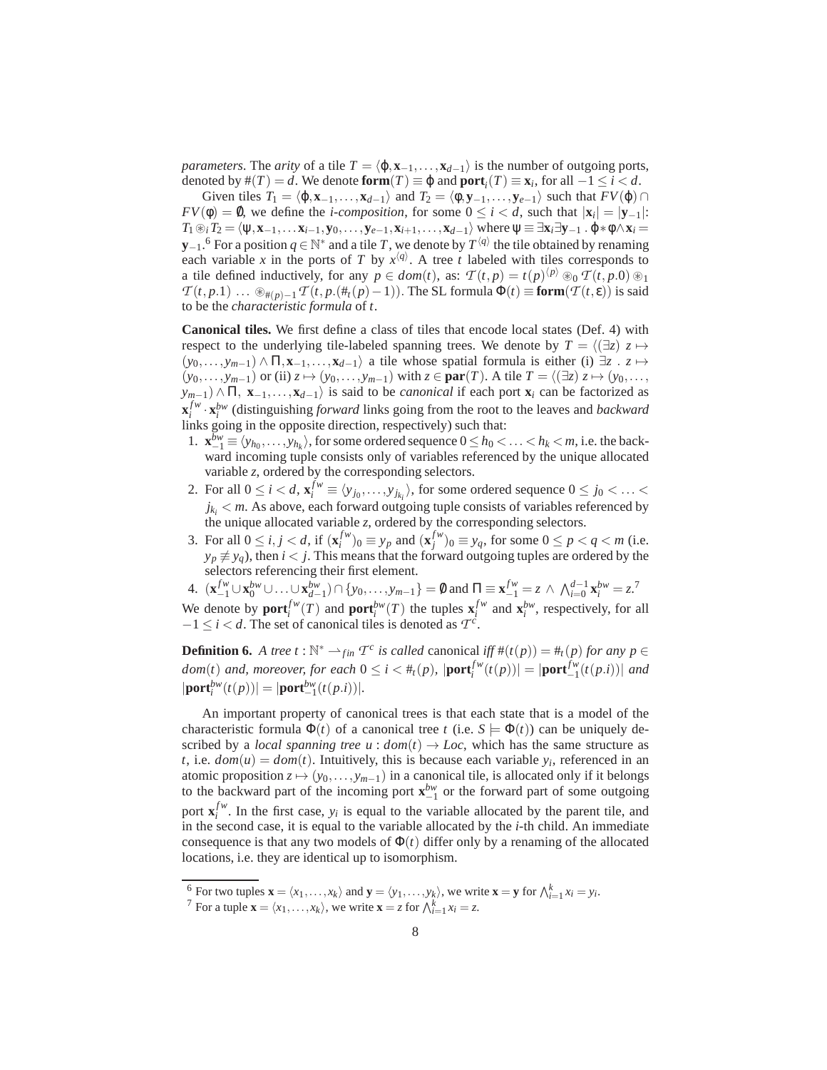*parameters*. The *arity* of a tile $T = \langle \varphi, \mathbf{x}_{-1}, \ldots, \mathbf{x}_{d-1} \rangle$ is the number of outgoing ports, denoted by $\#(T) = d$. We denote $\mathbf{form}(T) \equiv \varphi$ and $\mathbf{port}_i(T) \equiv \mathbf{x}_i$, for all $-1 \leq i < d$.

Given tiles $T_1 = \langle \varphi, \mathbf{x}_{-1}, \ldots, \mathbf{x}_{d-1} \rangle$ and $T_2 = \langle \phi, \mathbf{y}_{-1}, \ldots, \mathbf{y}_{e-1} \rangle$ such that $FV(\varphi) \cap FV(\phi) = \emptyset$, we define the *i-composition*, for some $0 \leq i < d$, such that $|\mathbf{x}_i| = |\mathbf{y}_{-1}|$: $T_1 \circledast_i T_2 = \langle \psi, \mathbf{x}_{-1}, \ldots \mathbf{x}_{i-1}, \mathbf{y}_0, \ldots, \mathbf{y}_{e-1}, \mathbf{x}_{i+1}, \ldots, \mathbf{x}_{d-1} \rangle$ where $\psi \equiv \exists \mathbf{x}_i \exists \mathbf{y}_{-1} \,.\, \varphi * \phi \wedge \mathbf{x}_i = \mathbf{y}_{-1}$.[6] For a position $q \in \mathbb{N}^*$ and a tile $T$, we denote by $T^{\langle q \rangle}$ the tile obtained by renaming each variable $x$ in the ports of $T$ by $x^{\langle q \rangle}$. A tree $t$ labeled with tiles corresponds to a tile defined inductively, for any $p \in dom(t)$, as: $\mathcal{T}(t,p) = t(p)^{\langle p \rangle} \circledast_0 \mathcal{T}(t,p.0) \circledast_1 \mathcal{T}(t,p.1) \ \ldots \ \circledast_{\#(p)-1} \mathcal{T}(t,p.(\#_t(p)-1))$. The SL formula $\Phi(t) \equiv \mathbf{form}(\mathcal{T}(t,\varepsilon))$ is said to be the *characteristic formula* of $t$.

**Canonical tiles.** We first define a class of tiles that encode local states (Def. 4) with respect to the underlying tile-labeled spanning trees. We denote by $T = \langle (\exists z) \ z \mapsto (y_0, \ldots, y_{m-1}) \wedge \Pi, \mathbf{x}_{-1}, \ldots, \mathbf{x}_{d-1} \rangle$ a tile whose spatial formula is either (i) $\exists z \,.\, z \mapsto (y_0, \ldots, y_{m-1})$ or (ii) $z \mapsto (y_0, \ldots, y_{m-1})$ with $z \in \mathbf{par}(T)$. A tile $T = \langle (\exists z) \ z \mapsto (y_0, \ldots, y_{m-1}) \wedge \Pi, \ \mathbf{x}_{-1}, \ldots, \mathbf{x}_{d-1} \rangle$ is said to be *canonical* if each port $\mathbf{x}_i$ can be factorized as $\mathbf{x}_i^{fw} \cdot \mathbf{x}_i^{bw}$ (distinguishing *forward* links going from the root to the leaves and *backward* links going in the opposite direction, respectively) such that:

1. $\mathbf{x}_{-1}^{bw} \equiv \langle y_{h_0}, \ldots, y_{h_k} \rangle$, for some ordered sequence $0 \leq h_0 < \ldots < h_k < m$, i.e. the backward incoming tuple consists only of variables referenced by the unique allocated variable $z$, ordered by the corresponding selectors.
2. For all $0 \leq i < d$, $\mathbf{x}_i^{fw} \equiv \langle y_{j_0}, \ldots, y_{j_{k_i}} \rangle$, for some ordered sequence $0 \leq j_0 < \ldots < j_{k_i} < m$. As above, each forward outgoing tuple consists of variables referenced by the unique allocated variable $z$, ordered by the corresponding selectors.
3. For all $0 \leq i, j < d$, if $(\mathbf{x}_i^{fw})_0 \equiv y_p$ and $(\mathbf{x}_j^{fw})_0 \equiv y_q$, for some $0 \leq p < q < m$ (i.e. $y_p \not\equiv y_q$), then $i < j$. This means that the forward outgoing tuples are ordered by the selectors referencing their first element.
4. $(\mathbf{x}_{-1}^{fw} \cup \mathbf{x}_0^{bw} \cup \ldots \cup \mathbf{x}_{d-1}^{bw}) \cap \{y_0, \ldots, y_{m-1}\} = \emptyset$ and $\Pi \equiv \mathbf{x}_{-1}^{fw} = z \ \wedge \ \bigwedge_{i=0}^{d-1} \mathbf{x}_i^{bw} = z$.[7]

We denote by $\mathbf{port}_i^{fw}(T)$ and $\mathbf{port}_i^{bw}(T)$ the tuples $\mathbf{x}_i^{fw}$ and $\mathbf{x}_i^{bw}$, respectively, for all $-1 \leq i < d$. The set of canonical tiles is denoted as $\mathcal{T}^c$.

**Definition 6.** *A tree* $t : \mathbb{N}^* \rightharpoonup_{fin} \mathcal{T}^c$ *is called* canonical *iff* $\#(t(p)) = \#_t(p)$ *for any* $p \in dom(t)$ *and, moreover, for each* $0 \leq i < \#_t(p)$, $|\mathbf{port}_i^{fw}(t(p))| = |\mathbf{port}_{-1}^{fw}(t(p.i))|$ *and* $|\mathbf{port}_i^{bw}(t(p))| = |\mathbf{port}_{-1}^{bw}(t(p.i))|$.

An important property of canonical trees is that each state that is a model of the characteristic formula $\Phi(t)$ of a canonical tree $t$ (i.e. $S \models \Phi(t)$) can be uniquely described by a *local spanning tree* $u : dom(t) \to Loc$, which has the same structure as $t$, i.e. $dom(u) = dom(t)$. Intuitively, this is because each variable $y_i$, referenced in an atomic proposition $z \mapsto (y_0, \ldots, y_{m-1})$ in a canonical tile, is allocated only if it belongs to the backward part of the incoming port $\mathbf{x}_{-1}^{bw}$ or the forward part of some outgoing port $\mathbf{x}_i^{fw}$. In the first case, $y_i$ is equal to the variable allocated by the parent tile, and in the second case, it is equal to the variable allocated by the $i$-th child. An immediate consequence is that any two models of $\Phi(t)$ differ only by a renaming of the allocated locations, i.e. they are identical up to isomorphism.

---

[6] For two tuples $\mathbf{x} = \langle x_1, \ldots, x_k \rangle$ and $\mathbf{y} = \langle y_1, \ldots, y_k \rangle$, we write $\mathbf{x} = \mathbf{y}$ for $\bigwedge_{i=1}^{k} x_i = y_i$.

[7] For a tuple $\mathbf{x} = \langle x_1, \ldots, x_k \rangle$, we write $\mathbf{x} = z$ for $\bigwedge_{i=1}^{k} x_i = z$.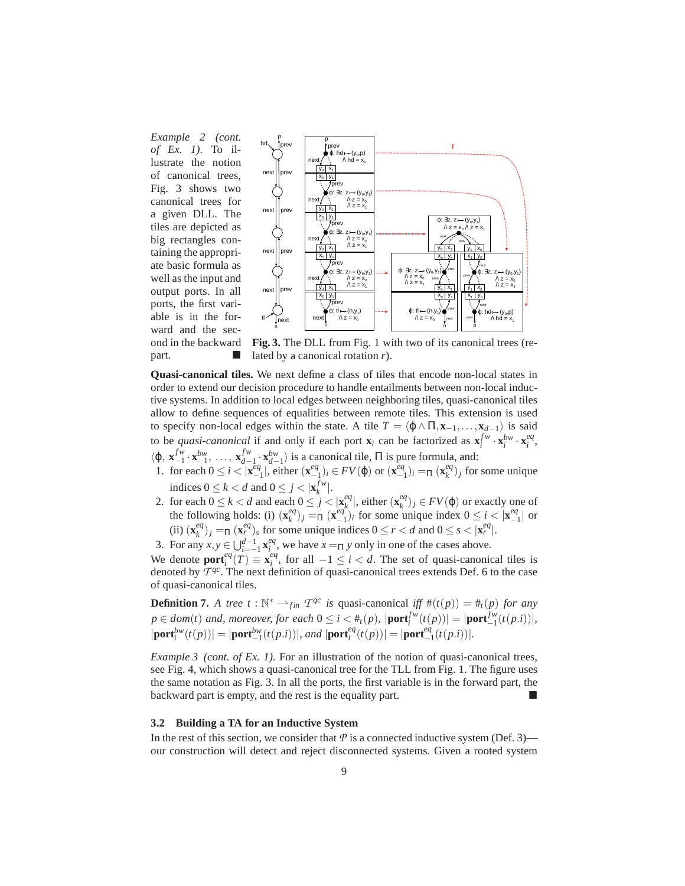*Example 2 (cont. of Ex. 1).* To illustrate the notion of canonical trees, Fig. 3 shows two canonical trees for a given DLL. The tiles are depicted as big rectangles containing the appropriate basic formula as well as the input and output ports. In all ports, the first variable is in the forward and the second in the backward part. ■

**Fig. 3.** The DLL from Fig. 1 with two of its canonical trees (related by a canonical rotation $r$).

**Quasi-canonical tiles.** We next define a class of tiles that encode non-local states in order to extend our decision procedure to handle entailments between non-local inductive systems. In addition to local edges between neighboring tiles, quasi-canonical tiles allow to define sequences of equalities between remote tiles. This extension is used to specify non-local edges within the state. A tile $T = \langle \varphi \wedge \Pi, \mathbf{x}_{-1}, \ldots, \mathbf{x}_{d-1} \rangle$ is said to be *quasi-canonical* if and only if each port $\mathbf{x}_i$ can be factorized as $\mathbf{x}_i^{fw} \cdot \mathbf{x}_i^{bw} \cdot \mathbf{x}_i^{eq}$, $\langle \varphi, \mathbf{x}_{-1}^{fw} \cdot \mathbf{x}_{-1}^{bw}, \ldots, \mathbf{x}_{d-1}^{fw} \cdot \mathbf{x}_{d-1}^{bw} \rangle$ is a canonical tile, $\Pi$ is pure formula, and:

1. for each $0 \leq i < |\mathbf{x}_{-1}^{eq}|$, either $(\mathbf{x}_{-1}^{eq})_i \in FV(\varphi)$ or $(\mathbf{x}_{-1}^{eq})_i =_\Pi (\mathbf{x}_k^{eq})_j$ for some unique indices $0 \leq k < d$ and $0 \leq j < |\mathbf{x}_k^{fw}|$.
2. for each $0 \leq k < d$ and each $0 \leq j < |\mathbf{x}_k^{eq}|$, either $(\mathbf{x}_k^{eq})_j \in FV(\varphi)$ or exactly one of the following holds: (i) $(\mathbf{x}_k^{eq})_j =_\Pi (\mathbf{x}_{-1}^{eq})_i$ for some unique index $0 \leq i < |\mathbf{x}_{-1}^{eq}|$ or (ii) $(\mathbf{x}_k^{eq})_j =_\Pi (\mathbf{x}_r^{eq})_s$ for some unique indices $0 \leq r < d$ and $0 \leq s < |\mathbf{x}_r^{eq}|$.
3. For any $x, y \in \bigcup_{i=-1}^{d-1} \mathbf{x}_i^{eq}$, we have $x =_\Pi y$ only in one of the cases above.

We denote $\mathbf{port}_i^{eq}(T) \equiv \mathbf{x}_i^{eq}$, for all $-1 \leq i < d$. The set of quasi-canonical tiles is denoted by $\mathcal{T}^{qc}$. The next definition of quasi-canonical trees extends Def. 6 to the case of quasi-canonical tiles.

**Definition 7.** *A tree* $t : \mathbb{N}^* \rightharpoonup_{fin} \mathcal{T}^{qc}$ *is* quasi-canonical *iff* $\#(t(p)) = \#_t(p)$ *for any* $p \in dom(t)$ *and, moreover, for each* $0 \leq i < \#_t(p)$, $|\mathbf{port}_i^{fw}(t(p))| = |\mathbf{port}_{-1}^{fw}(t(p.i))|$, $|\mathbf{port}_i^{bw}(t(p))| = |\mathbf{port}_{-1}^{bw}(t(p.i))|$, *and* $|\mathbf{port}_i^{eq}(t(p))| = |\mathbf{port}_{-1}^{eq}(t(p.i))|$.

*Example 3 (cont. of Ex. 1).* For an illustration of the notion of quasi-canonical trees, see Fig. 4, which shows a quasi-canonical tree for the TLL from Fig. 1. The figure uses the same notation as Fig. 3. In all the ports, the first variable is in the forward part, the backward part is empty, and the rest is the equality part. ■

### 3.2 Building a TA for an Inductive System

In the rest of this section, we consider that $\mathcal{P}$ is a connected inductive system (Def. 3)—our construction will detect and reject disconnected systems. Given a rooted system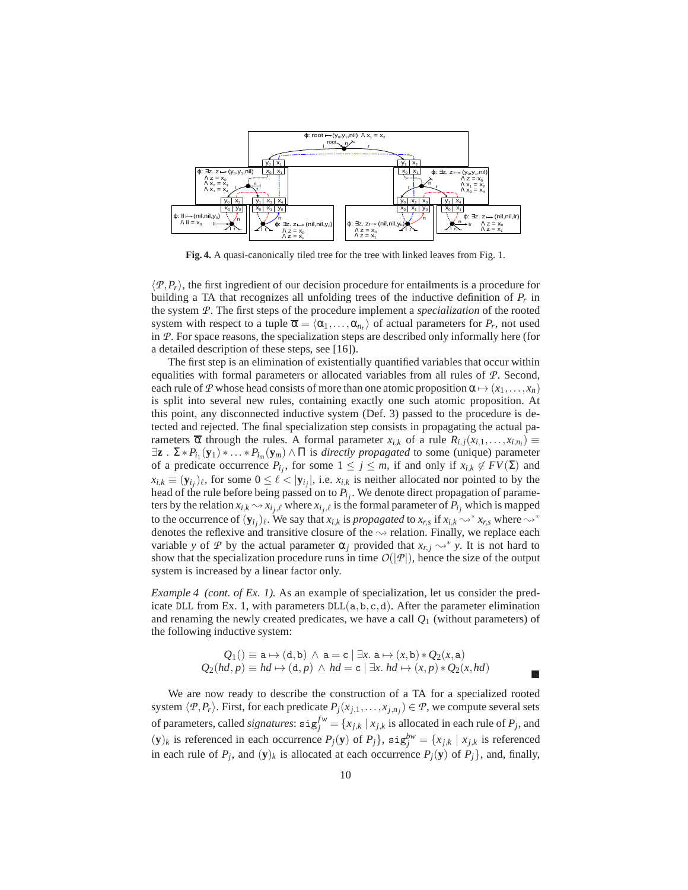**Fig. 4.** A quasi-canonically tiled tree for the tree with linked leaves from Fig. 1.

$\langle \mathcal{P}, P_r \rangle$, the first ingredient of our decision procedure for entailments is a procedure for building a TA that recognizes all unfolding trees of the inductive definition of $P_r$ in the system $\mathcal{P}$. The first steps of the procedure implement a *specialization* of the rooted system with respect to a tuple $\overline{\alpha} = \langle \alpha_1, \ldots, \alpha_{n_r} \rangle$ of actual parameters for $P_r$, not used in $\mathcal{P}$. For space reasons, the specialization steps are described only informally here (for a detailed description of these steps, see [16]).

The first step is an elimination of existentially quantified variables that occur within equalities with formal parameters or allocated variables from all rules of $\mathcal{P}$. Second, each rule of $\mathcal{P}$ whose head consists of more than one atomic proposition $\alpha \mapsto (x_1, \ldots, x_n)$ is split into several new rules, containing exactly one such atomic proposition. At this point, any disconnected inductive system (Def. 3) passed to the procedure is detected and rejected. The final specialization step consists in propagating the actual parameters $\overline{\alpha}$ through the rules. A formal parameter $x_{i,k}$ of a rule $R_{i,j}(x_{i,1}, \ldots, x_{i,n_i}) \equiv \exists \mathbf{z} \,.\, \Sigma * P_{i_1}(\mathbf{y}_1) * \ldots * P_{i_m}(\mathbf{y}_m) \wedge \Pi$ is *directly propagated* to some (unique) parameter of a predicate occurrence $P_{i_j}$, for some $1 \leq j \leq m$, if and only if $x_{i,k} \notin FV(\Sigma)$ and $x_{i,k} \equiv (\mathbf{y}_{i_j})_\ell$, for some $0 \leq \ell < |\mathbf{y}_{i_j}|$, i.e. $x_{i,k}$ is neither allocated nor pointed to by the head of the rule before being passed on to $P_{i_j}$. We denote direct propagation of parameters by the relation $x_{i,k} \rightsquigarrow x_{i_j,\ell}$ where $x_{i_j,\ell}$ is the formal parameter of $P_{i_j}$ which is mapped to the occurrence of $(\mathbf{y}_{i_j})_\ell$. We say that $x_{i,k}$ is *propagated* to $x_{r,s}$ if $x_{i,k} \rightsquigarrow^* x_{r,s}$ where $\rightsquigarrow^*$ denotes the reflexive and transitive closure of the $\rightsquigarrow$ relation. Finally, we replace each variable $y$ of $\mathcal{P}$ by the actual parameter $\alpha_j$ provided that $x_{r,j} \rightsquigarrow^* y$. It is not hard to show that the specialization procedure runs in time $O(|\mathcal{P}|)$, hence the size of the output system is increased by a linear factor only.

*Example 4 (cont. of Ex. 1).* As an example of specialization, let us consider the predicate DLL from Ex. 1, with parameters $\mathtt{DLL}(\mathtt{a}, \mathtt{b}, \mathtt{c}, \mathtt{d})$. After the parameter elimination and renaming the newly created predicates, we have a call $Q_1$ (without parameters) of the following inductive system:

$$Q_1() \equiv \mathtt{a} \mapsto (\mathtt{d}, \mathtt{b}) \,\wedge\, \mathtt{a} = \mathtt{c} \mid \exists x.\ \mathtt{a} \mapsto (x, \mathtt{b}) * Q_2(x, \mathtt{a})$$
$$Q_2(hd, p) \equiv hd \mapsto (\mathtt{d}, p) \,\wedge\, hd = \mathtt{c} \mid \exists x.\ hd \mapsto (x, p) * Q_2(x, hd)$$

■

We are now ready to describe the construction of a TA for a specialized rooted system $\langle \mathcal{P}, P_r \rangle$. First, for each predicate $P_j(x_{j,1}, \ldots, x_{j,n_j}) \in \mathcal{P}$, we compute several sets of parameters, called *signatures*: $\mathtt{sig}_j^{fw} = \{x_{j,k} \mid x_{j,k}$ is allocated in each rule of $P_j$, and $(\mathbf{y})_k$ is referenced in each occurrence $P_j(\mathbf{y})$ of $P_j\}$, $\mathtt{sig}_j^{bw} = \{x_{j,k} \mid x_{j,k}$ is referenced in each rule of $P_j$, and $(\mathbf{y})_k$ is allocated at each occurrence $P_j(\mathbf{y})$ of $P_j\}$, and, finally,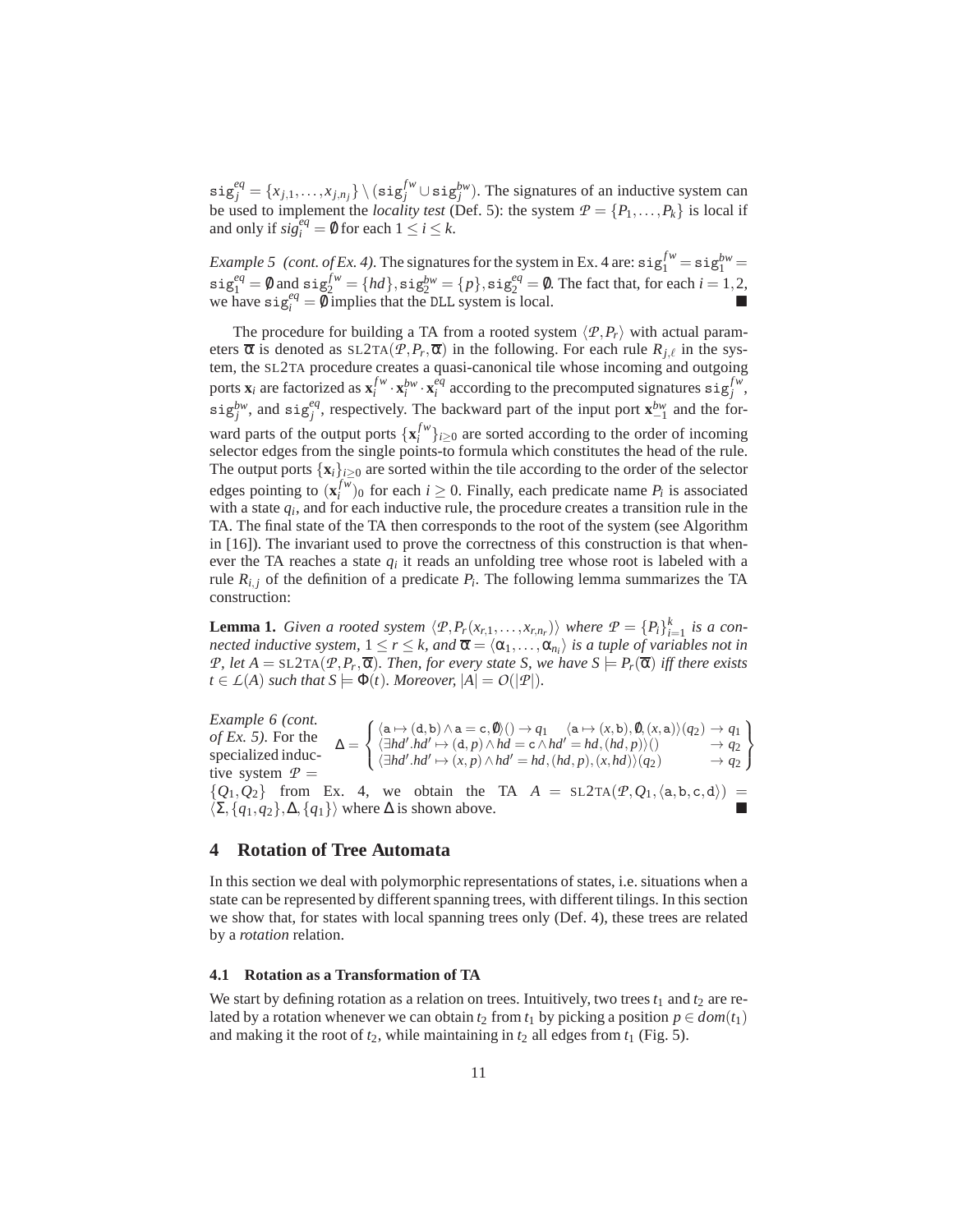$\mathtt{sig}_j^{eq} = \{x_{j,1}, \ldots, x_{j,n_j}\} \setminus (\mathtt{sig}_j^{fw} \cup \mathtt{sig}_j^{bw})$. The signatures of an inductive system can be used to implement the *locality test* (Def. 5): the system $\mathcal{P} = \{P_1, \ldots, P_k\}$ is local if and only if $sig_i^{eq} = \emptyset$ for each $1 \leq i \leq k$.

*Example 5 (cont. of Ex. 4).* The signatures for the system in Ex. 4 are: $\mathtt{sig}_1^{fw} = \mathtt{sig}_1^{bw} = \mathtt{sig}_1^{eq} = \emptyset$ and $\mathtt{sig}_2^{fw} = \{hd\}, \mathtt{sig}_2^{bw} = \{p\}, \mathtt{sig}_2^{eq} = \emptyset$. The fact that, for each $i = 1, 2$, we have $\mathtt{sig}_i^{eq} = \emptyset$ implies that the DLL system is local. ■

The procedure for building a TA from a rooted system $\langle \mathcal{P}, P_r \rangle$ with actual parameters $\overline{\alpha}$ is denoted as $\mathrm{SL2TA}(\mathcal{P}, P_r, \overline{\alpha})$ in the following. For each rule $R_{j,\ell}$ in the system, the SL2TA procedure creates a quasi-canonical tile whose incoming and outgoing ports $\mathbf{x}_i$ are factorized as $\mathbf{x}_i^{fw} \cdot \mathbf{x}_i^{bw} \cdot \mathbf{x}_i^{eq}$ according to the precomputed signatures $\mathtt{sig}_j^{fw}$, $\mathtt{sig}_j^{bw}$, and $\mathtt{sig}_j^{eq}$, respectively. The backward part of the input port $\mathbf{x}_{-1}^{bw}$ and the forward parts of the output ports $\{\mathbf{x}_i^{fw}\}_{i \geq 0}$ are sorted according to the order of incoming selector edges from the single points-to formula which constitutes the head of the rule. The output ports $\{\mathbf{x}_i\}_{i \geq 0}$ are sorted within the tile according to the order of the selector edges pointing to $(\mathbf{x}_i^{fw})_0$ for each $i \geq 0$. Finally, each predicate name $P_i$ is associated with a state $q_i$, and for each inductive rule, the procedure creates a transition rule in the TA. The final state of the TA then corresponds to the root of the system (see Algorithm in [16]). The invariant used to prove the correctness of this construction is that whenever the TA reaches a state $q_i$ it reads an unfolding tree whose root is labeled with a rule $R_{i,j}$ of the definition of a predicate $P_i$. The following lemma summarizes the TA construction:

**Lemma 1.** *Given a rooted system $\langle \mathcal{P}, P_r(x_{r,1}, \ldots, x_{r,n_r}) \rangle$ where $\mathcal{P} = \{P_i\}_{i=1}^k$ is a connected inductive system, $1 \leq r \leq k$, and $\overline{\alpha} = \langle \alpha_1, \ldots, \alpha_{n_i} \rangle$ is a tuple of variables not in $\mathcal{P}$, let $A = \mathrm{SL2TA}(\mathcal{P}, P_r, \overline{\alpha})$. Then, for every state $S$, we have $S \models P_r(\overline{\alpha})$ iff there exists $t \in \mathcal{L}(A)$ such that $S \models \Phi(t)$. Moreover, $|A| = O(|\mathcal{P}|)$.*

*Example 6 (cont. of Ex. 5).* For the specialized inductive system $\mathcal{P} = \{Q_1, Q_2\}$ from Ex. 4, we obtain the TA $A = \mathrm{SL2TA}(\mathcal{P}, Q_1, \langle \mathtt{a}, \mathtt{b}, \mathtt{c}, \mathtt{d} \rangle) = \langle \Sigma, \{q_1, q_2\}, \Delta, \{q_1\} \rangle$ where $\Delta$ is shown below.

$$\Delta = \left\{ \begin{array}{ll} \langle \mathtt{a} \mapsto (\mathtt{d}, \mathtt{b}) \wedge \mathtt{a} = \mathtt{c}, \emptyset \rangle () \to q_1 & \langle \mathtt{a} \mapsto (x, \mathtt{b}), \emptyset, (x, \mathtt{a}) \rangle (q_2) \to q_1 \\ \langle \exists hd'.hd' \mapsto (\mathtt{d}, p) \wedge hd = \mathtt{c} \wedge hd' = hd, (hd, p) \rangle () & \to q_2 \\ \langle \exists hd'.hd' \mapsto (x, p) \wedge hd' = hd, (hd, p), (x, hd) \rangle (q_2) & \to q_2 \end{array} \right\}$$

■

## 4 Rotation of Tree Automata

In this section we deal with polymorphic representations of states, i.e. situations when a state can be represented by different spanning trees, with different tilings. In this section we show that, for states with local spanning trees only (Def. 4), these trees are related by a *rotation* relation.

### 4.1 Rotation as a Transformation of TA

We start by defining rotation as a relation on trees. Intuitively, two trees $t_1$ and $t_2$ are related by a rotation whenever we can obtain $t_2$ from $t_1$ by picking a position $p \in dom(t_1)$ and making it the root of $t_2$, while maintaining in $t_2$ all edges from $t_1$ (Fig. 5).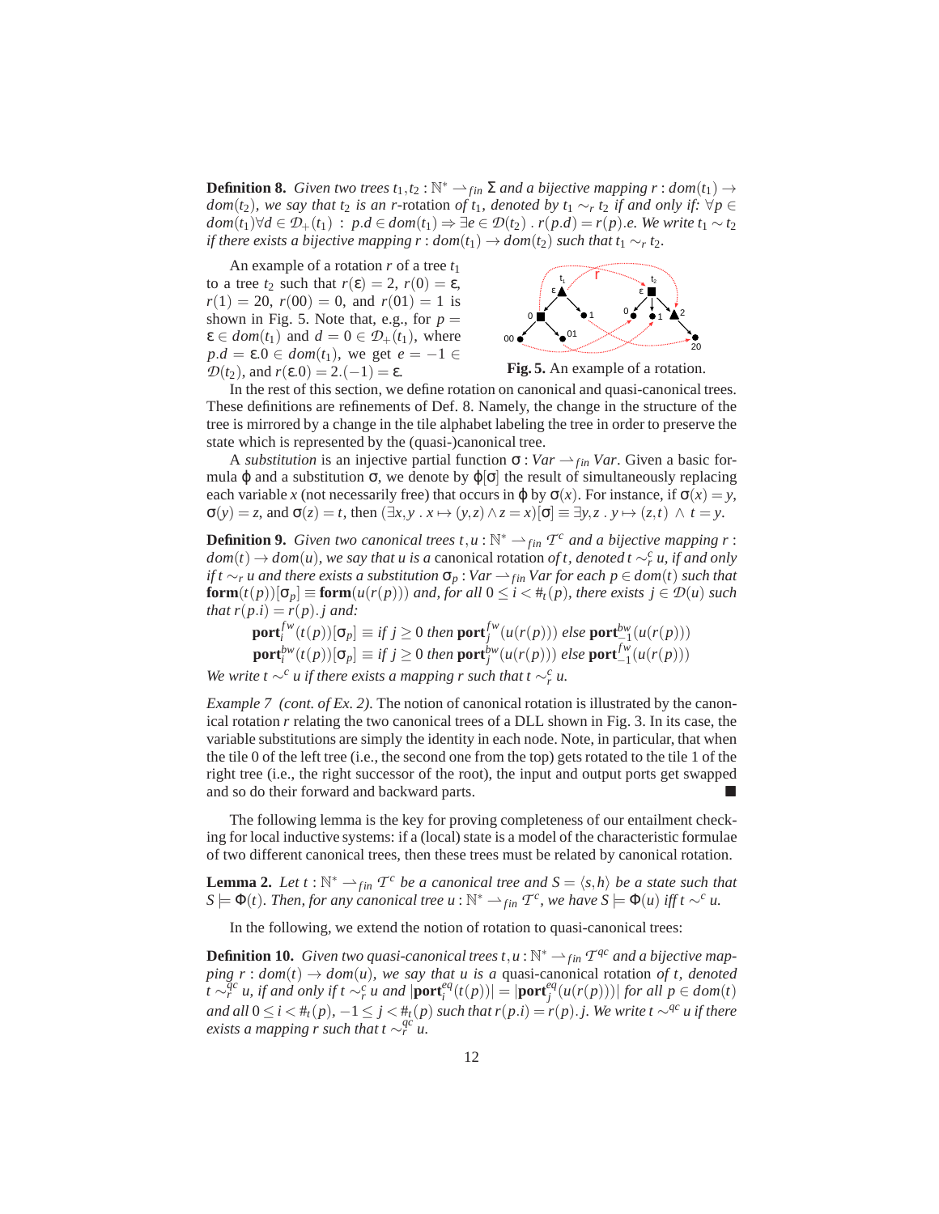**Definition 8.** *Given two trees $t_1, t_2 : \mathbb{N}^* \rightharpoonup_{fin} \Sigma$ and a bijective mapping $r : dom(t_1) \to dom(t_2)$, we say that $t_2$ is an $r$-*rotation *of $t_1$, denoted by $t_1 \sim_r t_2$ if and only if: $\forall p \in dom(t_1) \forall d \in \mathcal{D}_+(t_1) : p.d \in dom(t_1) \Rightarrow \exists e \in \mathcal{D}(t_2) . r(p.d) = r(p).e$. We write $t_1 \sim t_2$ if there exists a bijective mapping $r : dom(t_1) \to dom(t_2)$ such that $t_1 \sim_r t_2$.*

An example of a rotation $r$ of a tree $t_1$ to a tree $t_2$ such that $r(\varepsilon) = 2$, $r(0) = \varepsilon$, $r(1) = 20$, $r(00) = 0$, and $r(01) = 1$ is shown in Fig. 5. Note that, e.g., for $p = \varepsilon \in dom(t_1)$ and $d = 0 \in \mathcal{D}_+(t_1)$, where $p.d = \varepsilon.0 \in dom(t_1)$, we get $e = -1 \in \mathcal{D}(t_2)$, and $r(\varepsilon.0) = 2.(-1) = \varepsilon$.

**Fig. 5.** An example of a rotation.

In the rest of this section, we define rotation on canonical and quasi-canonical trees. These definitions are refinements of Def. 8. Namely, the change in the structure of the tree is mirrored by a change in the tile alphabet labeling the tree in order to preserve the state which is represented by the (quasi-)canonical tree.

A *substitution* is an injective partial function $\sigma : Var \rightharpoonup_{fin} Var$. Given a basic formula $\varphi$ and a substitution $\sigma$, we denote by $\varphi[\sigma]$ the result of simultaneously replacing each variable $x$ (not necessarily free) that occurs in $\varphi$ by $\sigma(x)$. For instance, if $\sigma(x) = y$, $\sigma(y) = z$, and $\sigma(z) = t$, then $(\exists x, y . x \mapsto (y,z) \wedge z = x)[\sigma] \equiv \exists y, z . y \mapsto (z,t) \wedge t = y$.

**Definition 9.** *Given two canonical trees $t, u : \mathbb{N}^* \rightharpoonup_{fin} \mathcal{T}^c$ and a bijective mapping $r : dom(t) \to dom(u)$, we say that $u$ is a *canonical rotation *of $t$, denoted $t \sim_r^c u$, if and only if $t \sim_r u$ and there exists a substitution $\sigma_p : Var \rightharpoonup_{fin} Var$ for each $p \in dom(t)$ such that $\mathbf{form}(t(p))[\sigma_p] \equiv \mathbf{form}(u(r(p)))$ and, for all $0 \leq i < \#_t(p)$, there exists $j \in \mathcal{D}(u)$ such that $r(p.i) = r(p).j$ and:*

$$\mathbf{port}_i^{fw}(t(p))[\sigma_p] \equiv \textit{if } j \geq 0 \textit{ then } \mathbf{port}_j^{fw}(u(r(p))) \textit{ else } \mathbf{port}_{-1}^{bw}(u(r(p)))$$
$$\mathbf{port}_i^{bw}(t(p))[\sigma_p] \equiv \textit{if } j \geq 0 \textit{ then } \mathbf{port}_j^{bw}(u(r(p))) \textit{ else } \mathbf{port}_{-1}^{fw}(u(r(p)))$$

*We write $t \sim^c u$ if there exists a mapping $r$ such that $t \sim_r^c u$.*

*Example 7 (cont. of Ex. 2).* The notion of canonical rotation is illustrated by the canonical rotation $r$ relating the two canonical trees of a DLL shown in Fig. 3. In its case, the variable substitutions are simply the identity in each node. Note, in particular, that when the tile 0 of the left tree (i.e., the second one from the top) gets rotated to the tile 1 of the right tree (i.e., the right successor of the root), the input and output ports get swapped and so do their forward and backward parts. ■

The following lemma is the key for proving completeness of our entailment checking for local inductive systems: if a (local) state is a model of the characteristic formulae of two different canonical trees, then these trees must be related by canonical rotation.

**Lemma 2.** *Let $t : \mathbb{N}^* \rightharpoonup_{fin} \mathcal{T}^c$ be a canonical tree and $S = \langle s, h \rangle$ be a state such that $S \models \Phi(t)$. Then, for any canonical tree $u : \mathbb{N}^* \rightharpoonup_{fin} \mathcal{T}^c$, we have $S \models \Phi(u)$ iff $t \sim^c u$.*

In the following, we extend the notion of rotation to quasi-canonical trees:

**Definition 10.** *Given two quasi-canonical trees $t, u : \mathbb{N}^* \rightharpoonup_{fin} \mathcal{T}^{qc}$ and a bijective mapping $r : dom(t) \to dom(u)$, we say that $u$ is a *quasi-canonical rotation *of $t$, denoted $t \sim_r^{qc} u$, if and only if $t \sim_r^c u$ and $|\mathbf{port}_i^{eq}(t(p))| = |\mathbf{port}_j^{eq}(u(r(p)))|$ for all $p \in dom(t)$ and all $0 \leq i < \#_t(p)$, $-1 \leq j < \#_t(p)$ such that $r(p.i) = r(p).j$. We write $t \sim^{qc} u$ if there exists a mapping $r$ such that $t \sim_r^{qc} u$.*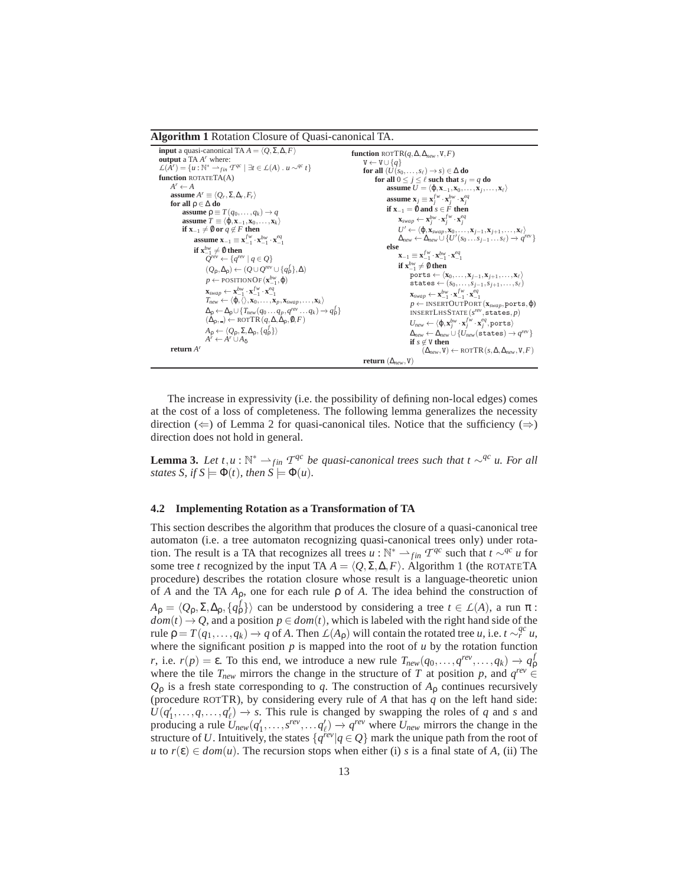**Algorithm 1** Rotation Closure of Quasi-canonical TA.

```
input a quasi-canonical TA A = ⟨Q, Σ, Δ, F⟩
output a TA A^r where:
L(A^r) = {u : ℕ* ⇀_fin T^qc | ∃t ∈ L(A) . u ∼^qc t}
function ROTATETA(A)
    A^r ← A
    assume A^r ≡ ⟨Q_r, Σ, Δ_r, F_r⟩
    for all ρ ∈ Δ do
        assume ρ ≡ T(q_0, ..., q_k) → q
        assume T ≡ ⟨φ, x_{-1}, x_0, ..., x_k⟩
        if x_{-1} ≠ ∅ or q ∉ F then
            assume x_{-1} ≡ x_{-1}^fw · x_{-1}^bw · x_{-1}^eq
            if x_{-1}^bw ≠ ∅ then
                Q^rev ← {q^rev | q ∈ Q}
                (Q_ρ, Δ_ρ) ← (Q ∪ Q^rev ∪ {q_ρ^f}, Δ)
                p ← POSITIONOF(x_{-1}^bw, φ)
                x_swap ← x_{-1}^bw · x_{-1}^fw · x_{-1}^eq
                T_new ← ⟨φ, ⟨⟩, x_0, ..., x_p, x_swap, ..., x_k⟩
                Δ_ρ ← Δ_ρ ∪ {T_new(q_0 ... q_p, q^rev ... q_k) → q_ρ^f}
                (Δ_ρ, _) ← ROTTR(q, Δ, Δ_ρ, ∅, F)
                A_ρ ← ⟨Q_ρ, Σ, Δ_ρ, {q_ρ^f}⟩
                A^r ← A^r ∪ A_δ
    return A^r

function ROTTR(q, Δ, Δ_new, V, F)
    V ← V ∪ {q}
    for all (U(s_0, ..., s_ℓ) → s) ∈ Δ do
        for all 0 ≤ j ≤ ℓ such that s_j = q do
            assume U = ⟨φ, x_{-1}, x_0, ..., x_j, ..., x_ℓ⟩
            assume x_j ≡ x_j^fw · x_j^bw · x_j^eq
            if x_{-1} = ∅ and s ∈ F then
                x_swap ← x_j^bw · x_j^fw · x_j^eq
                U' ← ⟨φ, x_swap, x_0, ..., x_{j-1}, x_{j+1}, ..., x_ℓ⟩
                Δ_new ← Δ_new ∪ {U'(s_0 ... s_{j-1} ... s_ℓ) → q^rev}
            else
                x_{-1} ≡ x_{-1}^fw · x_{-1}^bw · x_{-1}^eq
                if x_{-1}^bw ≠ ∅ then
                    ports ← ⟨x_0, ..., x_{j-1}, x_{j+1}, ..., x_ℓ⟩
                    states ← (s_0, ..., s_{j-1}, s_{j+1}, ..., s_ℓ)
                    x_swap ← x_{-1}^bw · x_{-1}^fw · x_{-1}^eq
                    p ← INSERTOUTPORT(x_swap, ports, φ)
                    INSERTLHSSTATE(s^rev, states, p)
                    U_new ← ⟨φ, x_j^bw · x_j^fw · x_j^eq, ports⟩
                    Δ_new ← Δ_new ∪ {U_new(states) → q^rev}
                    if s ∉ V then
                        (Δ_new, V) ← ROTTR(s, Δ, Δ_new, V, F)
    return (Δ_new, V)
```

The increase in expressivity (i.e. the possibility of defining non-local edges) comes at the cost of a loss of completeness. The following lemma generalizes the necessity direction ($\Leftarrow$) of Lemma 2 for quasi-canonical tiles. Notice that the sufficiency ($\Rightarrow$) direction does not hold in general.

**Lemma 3.** *Let $t, u : \mathbb{N}^* \rightharpoonup_{fin} \mathcal{T}^{qc}$ be quasi-canonical trees such that $t \sim^{qc} u$. For all states $S$, if $S \models \Phi(t)$, then $S \models \Phi(u)$.*

### 4.2 Implementing Rotation as a Transformation of TA

This section describes the algorithm that produces the closure of a quasi-canonical tree automaton (i.e. a tree automaton recognizing quasi-canonical trees only) under rotation. The result is a TA that recognizes all trees $u : \mathbb{N}^* \rightharpoonup_{fin} \mathcal{T}^{qc}$ such that $t \sim^{qc} u$ for some tree $t$ recognized by the input TA $A = \langle Q, \Sigma, \Delta, F \rangle$. Algorithm 1 (the ROTATETA procedure) describes the rotation closure whose result is a language-theoretic union of $A$ and the TA $A_\rho$, one for each rule $\rho$ of $A$. The idea behind the construction of $A_\rho = \langle Q_\rho, \Sigma, \Delta_\rho, \{q_\rho^f\} \rangle$ can be understood by considering a tree $t \in \mathcal{L}(A)$, a run $\pi : dom(t) \to Q$, and a position $p \in dom(t)$, which is labeled with the right hand side of the rule $\rho = T(q_1, \ldots, q_k) \to q$ of $A$. Then $\mathcal{L}(A_\rho)$ will contain the rotated tree $u$, i.e. $t \sim_r^{qc} u$, where the significant position $p$ is mapped into the root of $u$ by the rotation function $r$, i.e. $r(p) = \varepsilon$. To this end, we introduce a new rule $T_{new}(q_0, \ldots, q^{rev}, \ldots, q_k) \to q_\rho^f$ where the tile $T_{new}$ mirrors the change in the structure of $T$ at position $p$, and $q^{rev} \in Q_\rho$ is a fresh state corresponding to $q$. The construction of $A_\rho$ continues recursively (procedure ROTTR), by considering every rule of $A$ that has $q$ on the left hand side: $U(q_1', \ldots, q, \ldots, q_\ell') \to s$. This rule is changed by swapping the roles of $q$ and $s$ and producing a rule $U_{new}(q_1', \ldots, s^{rev}, \ldots q_\ell') \to q^{rev}$ where $U_{new}$ mirrors the change in the structure of $U$. Intuitively, the states $\{q^{rev} | q \in Q\}$ mark the unique path from the root of $u$ to $r(\varepsilon) \in dom(u)$. The recursion stops when either (i) $s$ is a final state of $A$, (ii) The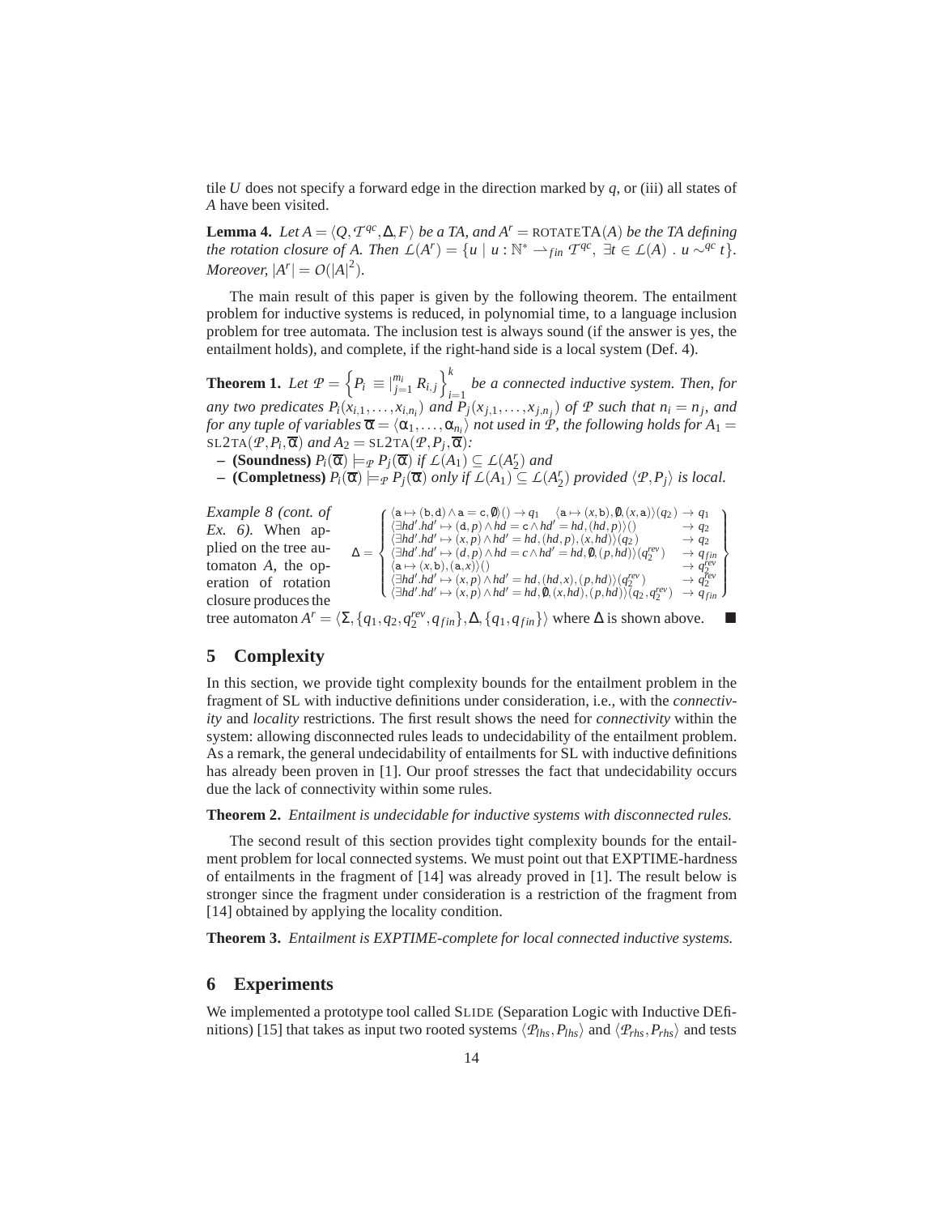tile $U$ does not specify a forward edge in the direction marked by $q$, or (iii) all states of $A$ have been visited.

**Lemma 4.** *Let $A = \langle Q, \mathcal{T}^{qc}, \Delta, F\rangle$ be a TA, and $A^r = \text{ROTATETA}(A)$ be the TA defining the rotation closure of $A$. Then $\mathcal{L}(A^r) = \{u \mid u : \mathbb{N}^* \rightharpoonup_{fin} \mathcal{T}^{qc},\ \exists t \in \mathcal{L}(A)\ .\ u \sim^{qc} t\}$. Moreover, $|A^r| = \mathcal{O}(|A|^2)$.*

The main result of this paper is given by the following theorem. The entailment problem for inductive systems is reduced, in polynomial time, to a language inclusion problem for tree automata. The inclusion test is always sound (if the answer is yes, the entailment holds), and complete, if the right-hand side is a local system (Def. 4).

**Theorem 1.** *Let $\mathcal{P} = \left\{P_i \equiv |_{j=1}^{m_i} R_{i,j}\right\}_{i=1}^{k}$ be a connected inductive system. Then, for any two predicates $P_i(x_{i,1},\ldots,x_{i,n_i})$ and $P_j(x_{j,1},\ldots,x_{j,n_j})$ of $\mathcal{P}$ such that $n_i = n_j$, and for any tuple of variables $\overline{\alpha} = \langle \alpha_1,\ldots,\alpha_{n_i}\rangle$ not used in $\mathcal{P}$, the following holds for $A_1 = \text{SL2TA}(\mathcal{P}, P_i, \overline{\alpha})$ and $A_2 = \text{SL2TA}(\mathcal{P}, P_j, \overline{\alpha})$:*

- **(Soundness)** *$P_i(\overline{\alpha}) \models_{\mathcal{P}} P_j(\overline{\alpha})$ if $\mathcal{L}(A_1) \subseteq \mathcal{L}(A_2^r)$ and*
- **(Completness)** *$P_i(\overline{\alpha}) \models_{\mathcal{P}} P_j(\overline{\alpha})$ only if $\mathcal{L}(A_1) \subseteq \mathcal{L}(A_2^r)$ provided $\langle \mathcal{P}, P_j\rangle$ is local.*

*Example 8 (cont. of Ex. 6).* When applied on the tree automaton $A$, the operation of rotation closure produces the tree automaton $A^r = \langle \Sigma, \{q_1, q_2, q_2^{rev}, q_{fin}\}, \Delta, \{q_1, q_{fin}\}\rangle$ where $\Delta$ is shown above. ∎

$$\Delta = \left\{ \begin{array}{ll} \langle \mathtt{a} \mapsto (\mathtt{b},\mathtt{d}) \wedge \mathtt{a} = \mathtt{c}, \emptyset\rangle() \rightarrow q_1 \quad \langle \mathtt{a} \mapsto (x,\mathtt{b}), \emptyset, (x,\mathtt{a})\rangle(q_2) & \rightarrow q_1 \\ \langle \exists hd'.hd' \mapsto (\mathtt{d},p) \wedge hd = \mathtt{c} \wedge hd' = hd, (hd,p)\rangle() & \rightarrow q_2 \\ \langle \exists hd'.hd' \mapsto (x,p) \wedge hd' = hd, (hd,p), (x,hd)\rangle(q_2) & \rightarrow q_2 \\ \langle \exists hd'.hd' \mapsto (d,p) \wedge hd = c \wedge hd' = hd, \emptyset, (p,hd)\rangle(q_2^{rev}) & \rightarrow q_{fin} \\ \langle \mathtt{a} \mapsto (x,\mathtt{b}), (\mathtt{a},x)\rangle() & \rightarrow q_2^{rev} \\ \langle \exists hd'.hd' \mapsto (x,p) \wedge hd' = hd, (hd,x), (p,hd)\rangle(q_2^{rev}) & \rightarrow q_2^{rev} \\ \langle \exists hd'.hd' \mapsto (x,p) \wedge hd' = hd, \emptyset, (x,hd), (p,hd)\rangle(q_2, q_2^{rev}) & \rightarrow q_{fin} \end{array} \right\}$$

## 5 Complexity

In this section, we provide tight complexity bounds for the entailment problem in the fragment of SL with inductive definitions under consideration, i.e., with the *connectivity* and *locality* restrictions. The first result shows the need for *connectivity* within the system: allowing disconnected rules leads to undecidability of the entailment problem. As a remark, the general undecidability of entailments for SL with inductive definitions has already been proven in [1]. Our proof stresses the fact that undecidability occurs due the lack of connectivity within some rules.

**Theorem 2.** *Entailment is undecidable for inductive systems with disconnected rules.*

The second result of this section provides tight complexity bounds for the entailment problem for local connected systems. We must point out that EXPTIME-hardness of entailments in the fragment of [14] was already proved in [1]. The result below is stronger since the fragment under consideration is a restriction of the fragment from [14] obtained by applying the locality condition.

**Theorem 3.** *Entailment is EXPTIME-complete for local connected inductive systems.*

## 6 Experiments

We implemented a prototype tool called SLIDE (Separation Logic with Inductive DEfinitions) [15] that takes as input two rooted systems $\langle \mathcal{P}_{lhs}, P_{lhs}\rangle$ and $\langle \mathcal{P}_{rhs}, P_{rhs}\rangle$ and tests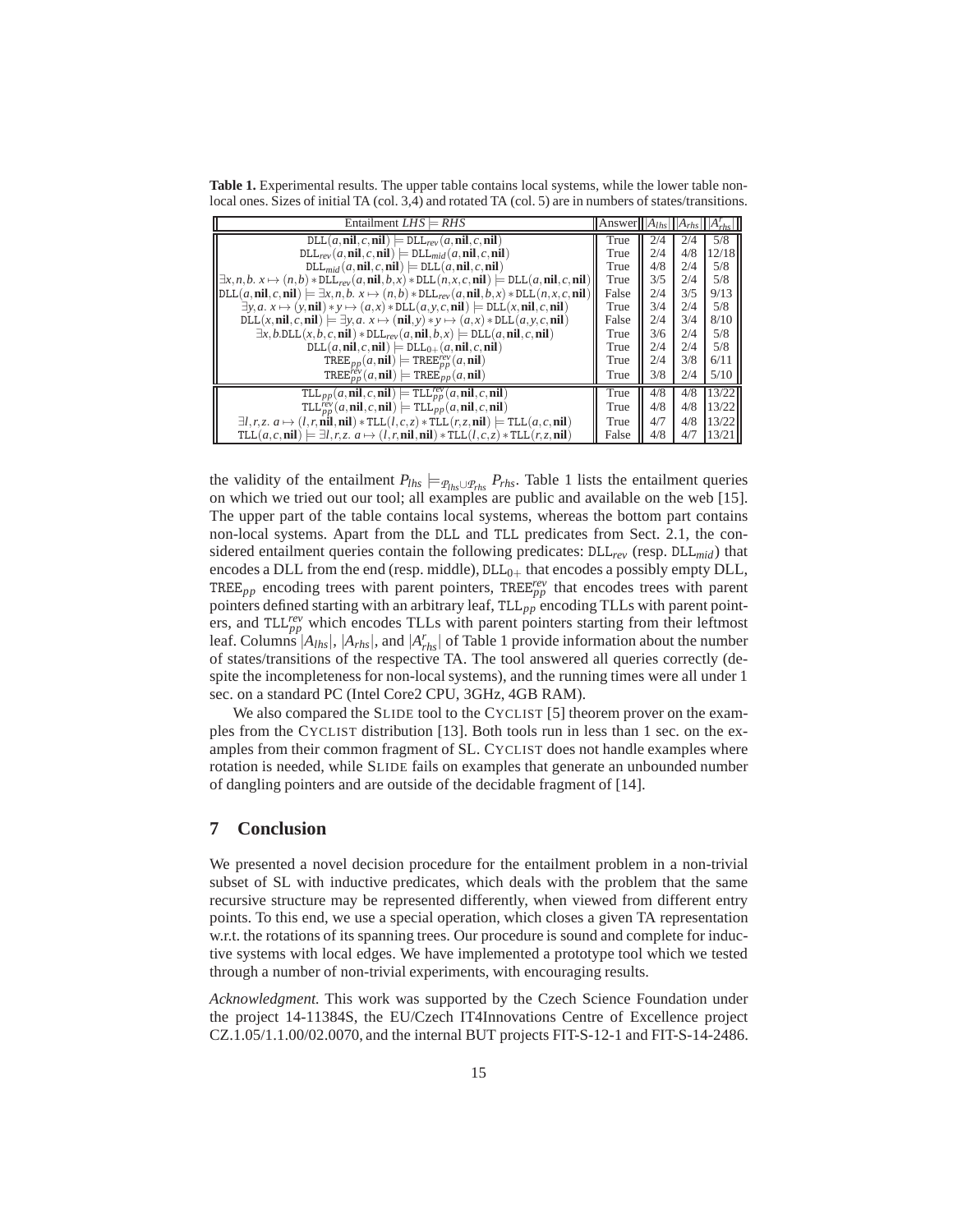**Table 1.** Experimental results. The upper table contains local systems, while the lower table non-local ones. Sizes of initial TA (col. 3,4) and rotated TA (col. 5) are in numbers of states/transitions.

| Entailment $LHS \models RHS$ | Answer | $\lvert A_{lhs}\rvert$ | $\lvert A_{rhs}\rvert$ | $\lvert A^{r}_{rhs}\rvert$ |
|---|---|---|---|---|
| $\mathtt{DLL}(a,\mathbf{nil},c,\mathbf{nil}) \models \mathtt{DLL}_{rev}(a,\mathbf{nil},c,\mathbf{nil})$ | True | 2/4 | 2/4 | 5/8 |
| $\mathtt{DLL}_{rev}(a,\mathbf{nil},c,\mathbf{nil}) \models \mathtt{DLL}_{mid}(a,\mathbf{nil},c,\mathbf{nil})$ | True | 2/4 | 4/8 | 12/18 |
| $\mathtt{DLL}_{mid}(a,\mathbf{nil},c,\mathbf{nil}) \models \mathtt{DLL}(a,\mathbf{nil},c,\mathbf{nil})$ | True | 4/8 | 2/4 | 5/8 |
| $\exists x,n,b.\ x \mapsto (n,b) * \mathtt{DLL}_{rev}(a,\mathbf{nil},b,x) * \mathtt{DLL}(n,x,c,\mathbf{nil}) \models \mathtt{DLL}(a,\mathbf{nil},c,\mathbf{nil})$ | True | 3/5 | 2/4 | 5/8 |
| $\mathtt{DLL}(a,\mathbf{nil},c,\mathbf{nil}) \models \exists x,n,b.\ x \mapsto (n,b) * \mathtt{DLL}_{rev}(a,\mathbf{nil},b,x) * \mathtt{DLL}(n,x,c,\mathbf{nil})$ | False | 2/4 | 3/5 | 9/13 |
| $\exists y,a.\ x \mapsto (y,\mathbf{nil}) * y \mapsto (a,x) * \mathtt{DLL}(a,y,c,\mathbf{nil}) \models \mathtt{DLL}(x,\mathbf{nil},c,\mathbf{nil})$ | True | 3/4 | 2/4 | 5/8 |
| $\mathtt{DLL}(x,\mathbf{nil},c,\mathbf{nil}) \models \exists y,a.\ x \mapsto (\mathbf{nil},y) * y \mapsto (a,x) * \mathtt{DLL}(a,y,c,\mathbf{nil})$ | False | 2/4 | 3/4 | 8/10 |
| $\exists x,b.\mathtt{DLL}(x,b,c,\mathbf{nil}) * \mathtt{DLL}_{rev}(a,\mathbf{nil},b,x) \models \mathtt{DLL}(a,\mathbf{nil},c,\mathbf{nil})$ | True | 3/6 | 2/4 | 5/8 |
| $\mathtt{DLL}(a,\mathbf{nil},c,\mathbf{nil}) \models \mathtt{DLL}_{0+}(a,\mathbf{nil},c,\mathbf{nil})$ | True | 2/4 | 2/4 | 5/8 |
| $\mathtt{TREE}_{pp}(a,\mathbf{nil}) \models \mathtt{TREE}^{rev}_{pp}(a,\mathbf{nil})$ | True | 2/4 | 3/8 | 6/11 |
| $\mathtt{TREE}^{rev}_{pp}(a,\mathbf{nil}) \models \mathtt{TREE}_{pp}(a,\mathbf{nil})$ | True | 3/8 | 2/4 | 5/10 |
| $\mathtt{TLL}_{pp}(a,\mathbf{nil},c,\mathbf{nil}) \models \mathtt{TLL}^{rev}_{pp}(a,\mathbf{nil},c,\mathbf{nil})$ | True | 4/8 | 4/8 | 13/22 |
| $\mathtt{TLL}^{rev}_{pp}(a,\mathbf{nil},c,\mathbf{nil}) \models \mathtt{TLL}_{pp}(a,\mathbf{nil},c,\mathbf{nil})$ | True | 4/8 | 4/8 | 13/22 |
| $\exists l,r,z.\ a \mapsto (l,r,\mathbf{nil},\mathbf{nil}) * \mathtt{TLL}(l,c,z) * \mathtt{TLL}(r,z,\mathbf{nil}) \models \mathtt{TLL}(a,c,\mathbf{nil})$ | True | 4/7 | 4/8 | 13/22 |
| $\mathtt{TLL}(a,c,\mathbf{nil}) \models \exists l,r,z.\ a \mapsto (l,r,\mathbf{nil},\mathbf{nil}) * \mathtt{TLL}(l,c,z) * \mathtt{TLL}(r,z,\mathbf{nil})$ | False | 4/8 | 4/7 | 13/21 |

the validity of the entailment $P_{lhs} \models_{\mathcal{P}_{lhs} \cup \mathcal{P}_{rhs}} P_{rhs}$. Table 1 lists the entailment queries on which we tried out our tool; all examples are public and available on the web [15]. The upper part of the table contains local systems, whereas the bottom part contains non-local systems. Apart from the DLL and TLL predicates from Sect. 2.1, the considered entailment queries contain the following predicates: $\mathtt{DLL}_{rev}$ (resp. $\mathtt{DLL}_{mid}$) that encodes a DLL from the end (resp. middle), $\mathtt{DLL}_{0+}$ that encodes a possibly empty DLL, $\mathtt{TREE}_{pp}$ encoding trees with parent pointers, $\mathtt{TREE}^{rev}_{pp}$ that encodes trees with parent pointers defined starting with an arbitrary leaf, $\mathtt{TLL}_{pp}$ encoding TLLs with parent pointers, and $\mathtt{TLL}^{rev}_{pp}$ which encodes TLLs with parent pointers starting from their leftmost leaf. Columns $|A_{lhs}|$, $|A_{rhs}|$, and $|A^{r}_{rhs}|$ of Table 1 provide information about the number of states/transitions of the respective TA. The tool answered all queries correctly (despite the incompleteness for non-local systems), and the running times were all under 1 sec. on a standard PC (Intel Core2 CPU, 3GHz, 4GB RAM).

We also compared the SLIDE tool to the CYCLIST [5] theorem prover on the examples from the CYCLIST distribution [13]. Both tools run in less than 1 sec. on the examples from their common fragment of SL. CYCLIST does not handle examples where rotation is needed, while SLIDE fails on examples that generate an unbounded number of dangling pointers and are outside of the decidable fragment of [14].

## 7 Conclusion

We presented a novel decision procedure for the entailment problem in a non-trivial subset of SL with inductive predicates, which deals with the problem that the same recursive structure may be represented differently, when viewed from different entry points. To this end, we use a special operation, which closes a given TA representation w.r.t. the rotations of its spanning trees. Our procedure is sound and complete for inductive systems with local edges. We have implemented a prototype tool which we tested through a number of non-trivial experiments, with encouraging results.

*Acknowledgment.* This work was supported by the Czech Science Foundation under the project 14-11384S, the EU/Czech IT4Innovations Centre of Excellence project CZ.1.05/1.1.00/02.0070, and the internal BUT projects FIT-S-12-1 and FIT-S-14-2486.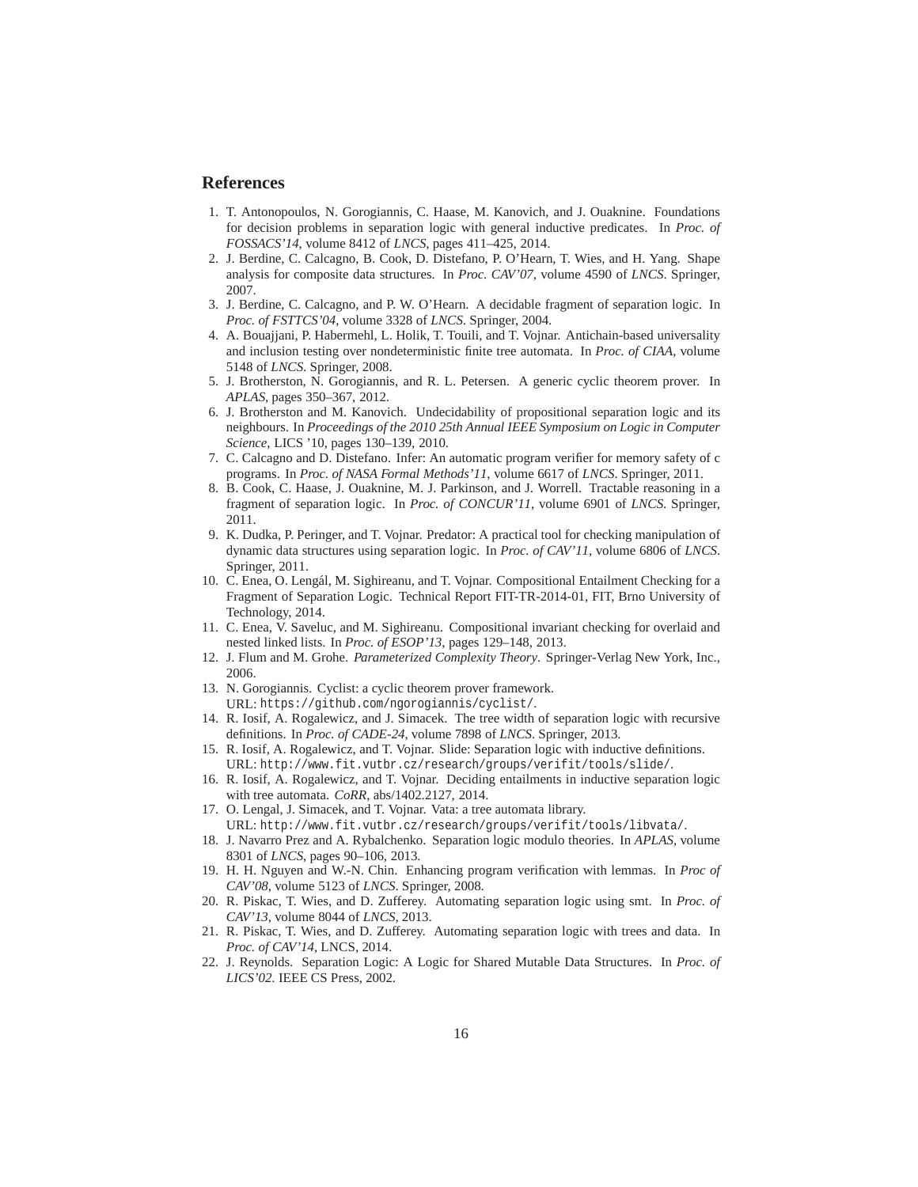## References

1. T. Antonopoulos, N. Gorogiannis, C. Haase, M. Kanovich, and J. Ouaknine. Foundations for decision problems in separation logic with general inductive predicates. In *Proc. of FOSSACS'14*, volume 8412 of *LNCS*, pages 411–425, 2014.
2. J. Berdine, C. Calcagno, B. Cook, D. Distefano, P. O'Hearn, T. Wies, and H. Yang. Shape analysis for composite data structures. In *Proc. CAV'07*, volume 4590 of *LNCS*. Springer, 2007.
3. J. Berdine, C. Calcagno, and P. W. O'Hearn. A decidable fragment of separation logic. In *Proc. of FSTTCS'04*, volume 3328 of *LNCS*. Springer, 2004.
4. A. Bouajjani, P. Habermehl, L. Holik, T. Touili, and T. Vojnar. Antichain-based universality and inclusion testing over nondeterministic finite tree automata. In *Proc. of CIAA*, volume 5148 of *LNCS*. Springer, 2008.
5. J. Brotherston, N. Gorogiannis, and R. L. Petersen. A generic cyclic theorem prover. In *APLAS*, pages 350–367, 2012.
6. J. Brotherston and M. Kanovich. Undecidability of propositional separation logic and its neighbours. In *Proceedings of the 2010 25th Annual IEEE Symposium on Logic in Computer Science*, LICS '10, pages 130–139, 2010.
7. C. Calcagno and D. Distefano. Infer: An automatic program verifier for memory safety of c programs. In *Proc. of NASA Formal Methods'11*, volume 6617 of *LNCS*. Springer, 2011.
8. B. Cook, C. Haase, J. Ouaknine, M. J. Parkinson, and J. Worrell. Tractable reasoning in a fragment of separation logic. In *Proc. of CONCUR'11*, volume 6901 of *LNCS*. Springer, 2011.
9. K. Dudka, P. Peringer, and T. Vojnar. Predator: A practical tool for checking manipulation of dynamic data structures using separation logic. In *Proc. of CAV'11*, volume 6806 of *LNCS*. Springer, 2011.
10. C. Enea, O. Lengál, M. Sighireanu, and T. Vojnar. Compositional Entailment Checking for a Fragment of Separation Logic. Technical Report FIT-TR-2014-01, FIT, Brno University of Technology, 2014.
11. C. Enea, V. Saveluc, and M. Sighireanu. Compositional invariant checking for overlaid and nested linked lists. In *Proc. of ESOP'13*, pages 129–148, 2013.
12. J. Flum and M. Grohe. *Parameterized Complexity Theory*. Springer-Verlag New York, Inc., 2006.
13. N. Gorogiannis. Cyclist: a cyclic theorem prover framework. URL: `https://github.com/ngorogiannis/cyclist/`.
14. R. Iosif, A. Rogalewicz, and J. Simacek. The tree width of separation logic with recursive definitions. In *Proc. of CADE-24*, volume 7898 of *LNCS*. Springer, 2013.
15. R. Iosif, A. Rogalewicz, and T. Vojnar. Slide: Separation logic with inductive definitions. URL: `http://www.fit.vutbr.cz/research/groups/verifit/tools/slide/`.
16. R. Iosif, A. Rogalewicz, and T. Vojnar. Deciding entailments in inductive separation logic with tree automata. *CoRR*, abs/1402.2127, 2014.
17. O. Lengal, J. Simacek, and T. Vojnar. Vata: a tree automata library. URL: `http://www.fit.vutbr.cz/research/groups/verifit/tools/libvata/`.
18. J. Navarro Prez and A. Rybalchenko. Separation logic modulo theories. In *APLAS*, volume 8301 of *LNCS*, pages 90–106, 2013.
19. H. H. Nguyen and W.-N. Chin. Enhancing program verification with lemmas. In *Proc of CAV'08*, volume 5123 of *LNCS*. Springer, 2008.
20. R. Piskac, T. Wies, and D. Zufferey. Automating separation logic using smt. In *Proc. of CAV'13*, volume 8044 of *LNCS*, 2013.
21. R. Piskac, T. Wies, and D. Zufferey. Automating separation logic with trees and data. In *Proc. of CAV'14*, LNCS, 2014.
22. J. Reynolds. Separation Logic: A Logic for Shared Mutable Data Structures. In *Proc. of LICS'02*. IEEE CS Press, 2002.